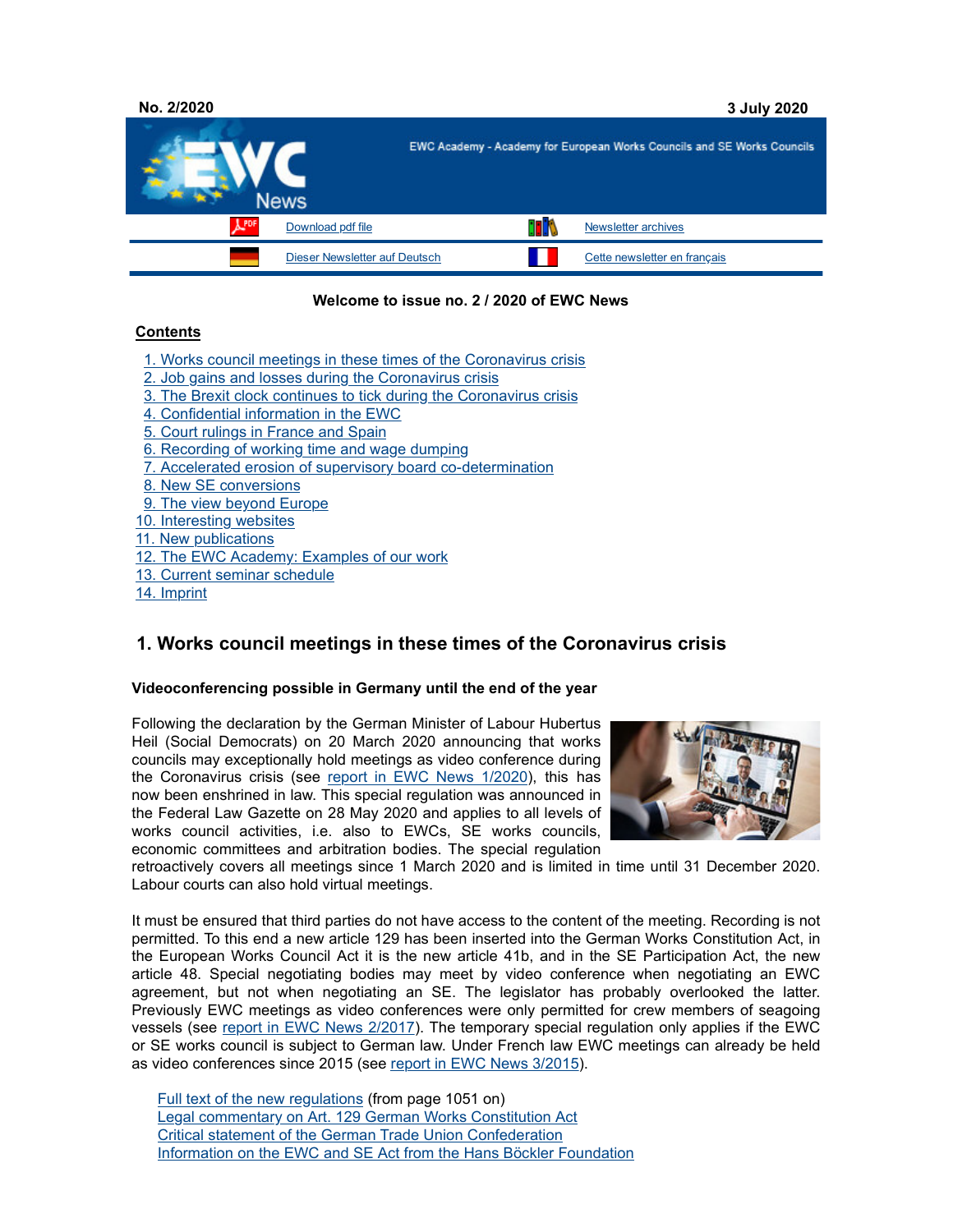No. 2/2020 3 July 2020

EWC News

EWC Academy - Academy for European Works Councils and SE Works Councils

| Download pdf file | Newsletter archives |
|---|---|
| Dieser Newsletter auf Deutsch | Cette newsletter en français |

**Welcome to issue no. 2 / 2020 of EWC News**

**Contents**

1. Works council meetings in these times of the Coronavirus crisis
2. Job gains and losses during the Coronavirus crisis
3. The Brexit clock continues to tick during the Coronavirus crisis
4. Confidential information in the EWC
5. Court rulings in France and Spain
6. Recording of working time and wage dumping
7. Accelerated erosion of supervisory board co-determination
8. New SE conversions
9. The view beyond Europe
10. Interesting websites
11. New publications
12. The EWC Academy: Examples of our work
13. Current seminar schedule
14. Imprint

## 1. Works council meetings in these times of the Coronavirus crisis

**Videoconferencing possible in Germany until the end of the year**

Following the declaration by the German Minister of Labour Hubertus Heil (Social Democrats) on 20 March 2020 announcing that works councils may exceptionally hold meetings as video conference during the Coronavirus crisis (see report in EWC News 1/2020), this has now been enshrined in law. This special regulation was announced in the Federal Law Gazette on 28 May 2020 and applies to all levels of works council activities, i.e. also to EWCs, SE works councils, economic committees and arbitration bodies. The special regulation retroactively covers all meetings since 1 March 2020 and is limited in time until 31 December 2020. Labour courts can also hold virtual meetings.

It must be ensured that third parties do not have access to the content of the meeting. Recording is not permitted. To this end a new article 129 has been inserted into the German Works Constitution Act, in the European Works Council Act it is the new article 41b, and in the SE Participation Act, the new article 48. Special negotiating bodies may meet by video conference when negotiating an EWC agreement, but not when negotiating an SE. The legislator has probably overlooked the latter. Previously EWC meetings as video conferences were only permitted for crew members of seagoing vessels (see report in EWC News 2/2017). The temporary special regulation only applies if the EWC or SE works council is subject to German law. Under French law EWC meetings can already be held as video conferences since 2015 (see report in EWC News 3/2015).

Full text of the new regulations (from page 1051 on)
Legal commentary on Art. 129 German Works Constitution Act
Critical statement of the German Trade Union Confederation
Information on the EWC and SE Act from the Hans Böckler Foundation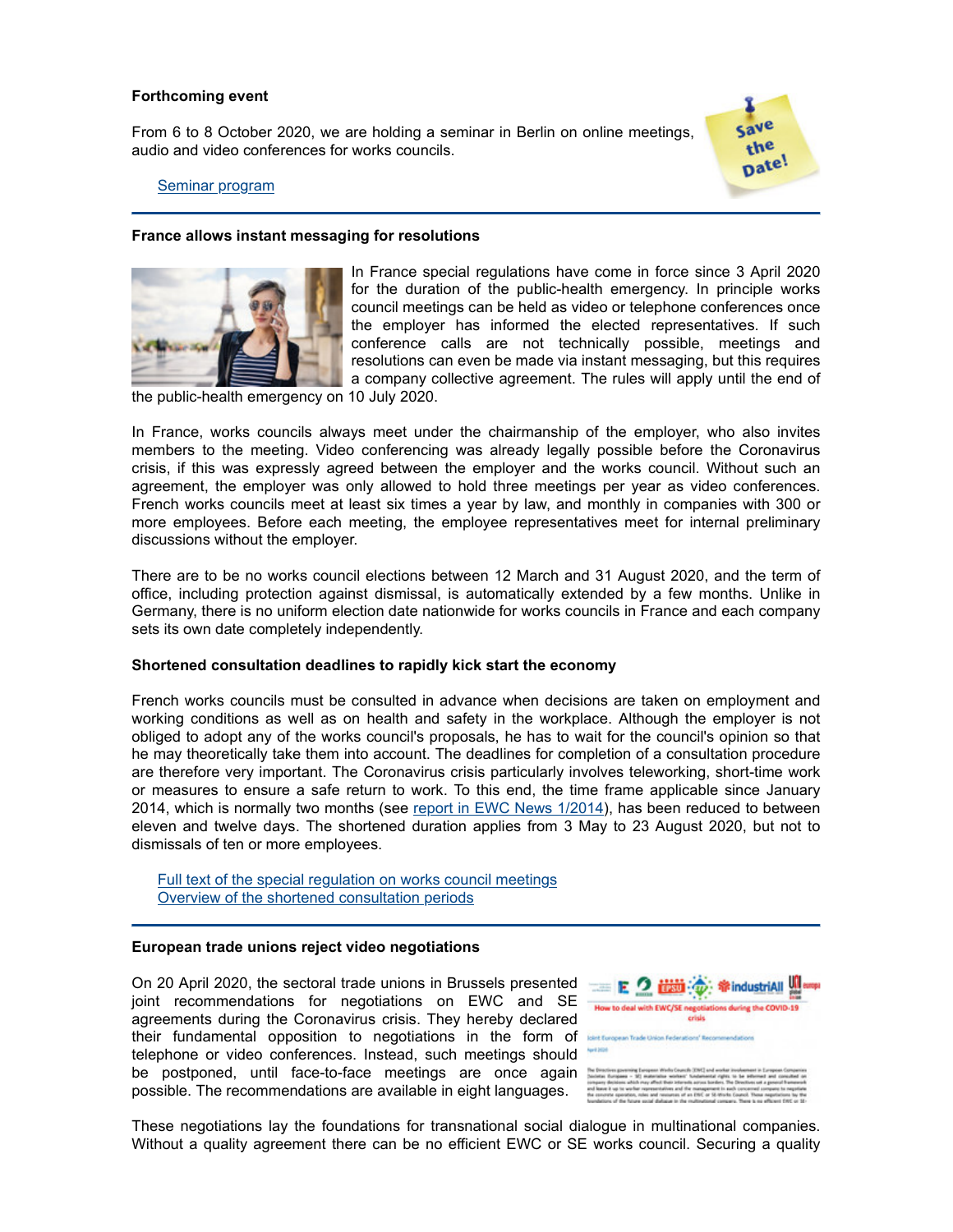**Forthcoming event**

From 6 to 8 October 2020, we are holding a seminar in Berlin on online meetings, audio and video conferences for works councils.

Seminar program

---

**France allows instant messaging for resolutions**

In France special regulations have come in force since 3 April 2020 for the duration of the public-health emergency. In principle works council meetings can be held as video or telephone conferences once the employer has informed the elected representatives. If such conference calls are not technically possible, meetings and resolutions can even be made via instant messaging, but this requires a company collective agreement. The rules will apply until the end of the public-health emergency on 10 July 2020.

In France, works councils always meet under the chairmanship of the employer, who also invites members to the meeting. Video conferencing was already legally possible before the Coronavirus crisis, if this was expressly agreed between the employer and the works council. Without such an agreement, the employer was only allowed to hold three meetings per year as video conferences. French works councils meet at least six times a year by law, and monthly in companies with 300 or more employees. Before each meeting, the employee representatives meet for internal preliminary discussions without the employer.

There are to be no works council elections between 12 March and 31 August 2020, and the term of office, including protection against dismissal, is automatically extended by a few months. Unlike in Germany, there is no uniform election date nationwide for works councils in France and each company sets its own date completely independently.

**Shortened consultation deadlines to rapidly kick start the economy**

French works councils must be consulted in advance when decisions are taken on employment and working conditions as well as on health and safety in the workplace. Although the employer is not obliged to adopt any of the works council's proposals, he has to wait for the council's opinion so that he may theoretically take them into account. The deadlines for completion of a consultation procedure are therefore very important. The Coronavirus crisis particularly involves teleworking, short-time work or measures to ensure a safe return to work. To this end, the time frame applicable since January 2014, which is normally two months (see report in EWC News 1/2014), has been reduced to between eleven and twelve days. The shortened duration applies from 3 May to 23 August 2020, but not to dismissals of ten or more employees.

Full text of the special regulation on works council meetings
Overview of the shortened consultation periods

---

**European trade unions reject video negotiations**

On 20 April 2020, the sectoral trade unions in Brussels presented joint recommendations for negotiations on EWC and SE agreements during the Coronavirus crisis. They hereby declared their fundamental opposition to negotiations in the form of telephone or video conferences. Instead, such meetings should be postponed, until face-to-face meetings are once again possible. The recommendations are available in eight languages.

These negotiations lay the foundations for transnational social dialogue in multinational companies. Without a quality agreement there can be no efficient EWC or SE works council. Securing a quality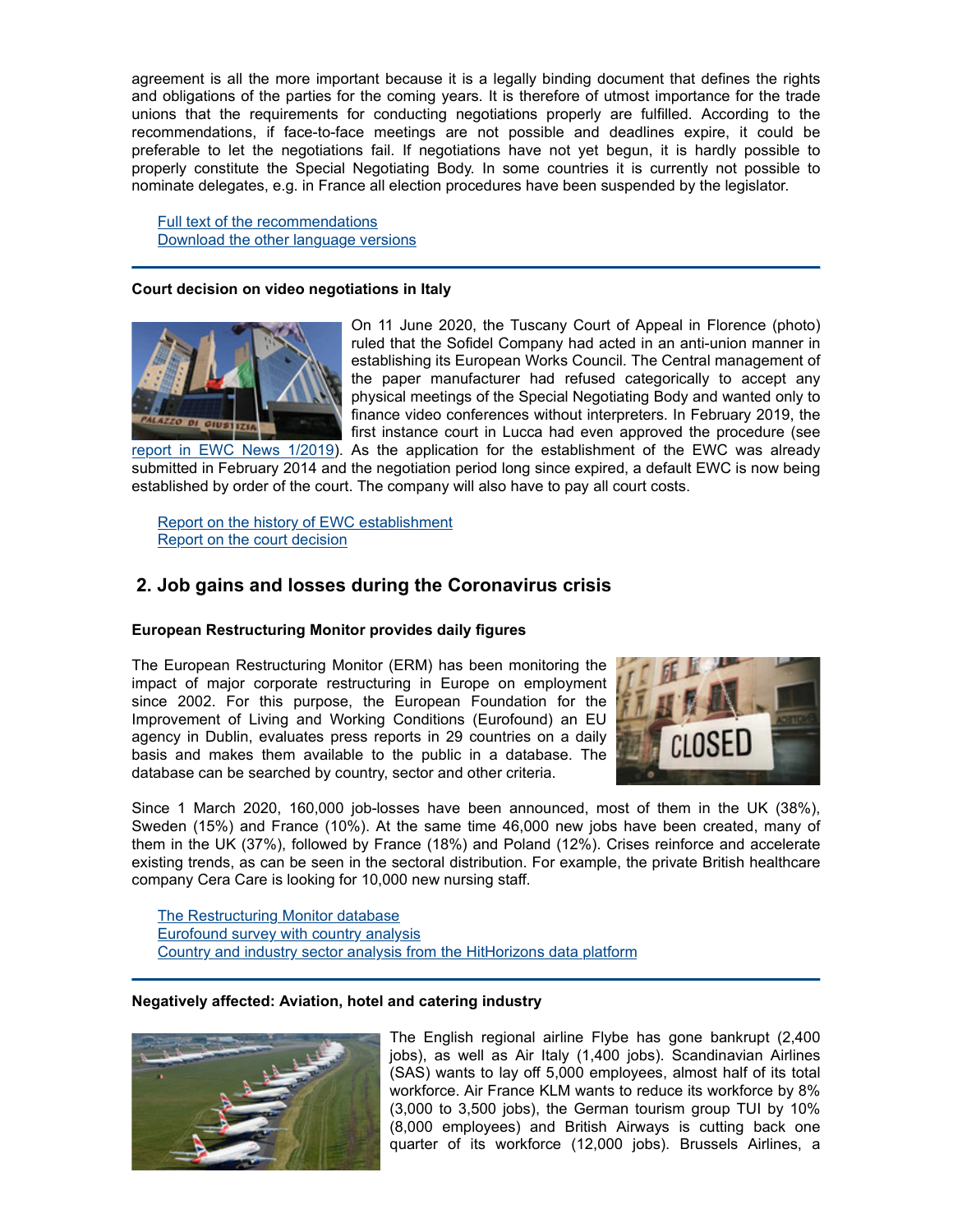agreement is all the more important because it is a legally binding document that defines the rights and obligations of the parties for the coming years. It is therefore of utmost importance for the trade unions that the requirements for conducting negotiations properly are fulfilled. According to the recommendations, if face-to-face meetings are not possible and deadlines expire, it could be preferable to let the negotiations fail. If negotiations have not yet begun, it is hardly possible to properly constitute the Special Negotiating Body. In some countries it is currently not possible to nominate delegates, e.g. in France all election procedures have been suspended by the legislator.

[Full text of the recommendations](#)
[Download the other language versions](#)

---

**Court decision on video negotiations in Italy**

On 11 June 2020, the Tuscany Court of Appeal in Florence (photo) ruled that the Sofidel Company had acted in an anti-union manner in establishing its European Works Council. The Central management of the paper manufacturer had refused categorically to accept any physical meetings of the Special Negotiating Body and wanted only to finance video conferences without interpreters. In February 2019, the first instance court in Lucca had even approved the procedure (see report in EWC News 1/2019). As the application for the establishment of the EWC was already submitted in February 2014 and the negotiation period long since expired, a default EWC is now being established by order of the court. The company will also have to pay all court costs.

[Report on the history of EWC establishment](#)
[Report on the court decision](#)

## 2. Job gains and losses during the Coronavirus crisis

**European Restructuring Monitor provides daily figures**

The European Restructuring Monitor (ERM) has been monitoring the impact of major corporate restructuring in Europe on employment since 2002. For this purpose, the European Foundation for the Improvement of Living and Working Conditions (Eurofound) an EU agency in Dublin, evaluates press reports in 29 countries on a daily basis and makes them available to the public in a database. The database can be searched by country, sector and other criteria.

Since 1 March 2020, 160,000 job-losses have been announced, most of them in the UK (38%), Sweden (15%) and France (10%). At the same time 46,000 new jobs have been created, many of them in the UK (37%), followed by France (18%) and Poland (12%). Crises reinforce and accelerate existing trends, as can be seen in the sectoral distribution. For example, the private British healthcare company Cera Care is looking for 10,000 new nursing staff.

[The Restructuring Monitor database](#)
[Eurofound survey with country analysis](#)
[Country and industry sector analysis from the HitHorizons data platform](#)

---

**Negatively affected: Aviation, hotel and catering industry**

The English regional airline Flybe has gone bankrupt (2,400 jobs), as well as Air Italy (1,400 jobs). Scandinavian Airlines (SAS) wants to lay off 5,000 employees, almost half of its total workforce. Air France KLM wants to reduce its workforce by 8% (3,000 to 3,500 jobs), the German tourism group TUI by 10% (8,000 employees) and British Airways is cutting back one quarter of its workforce (12,000 jobs). Brussels Airlines, a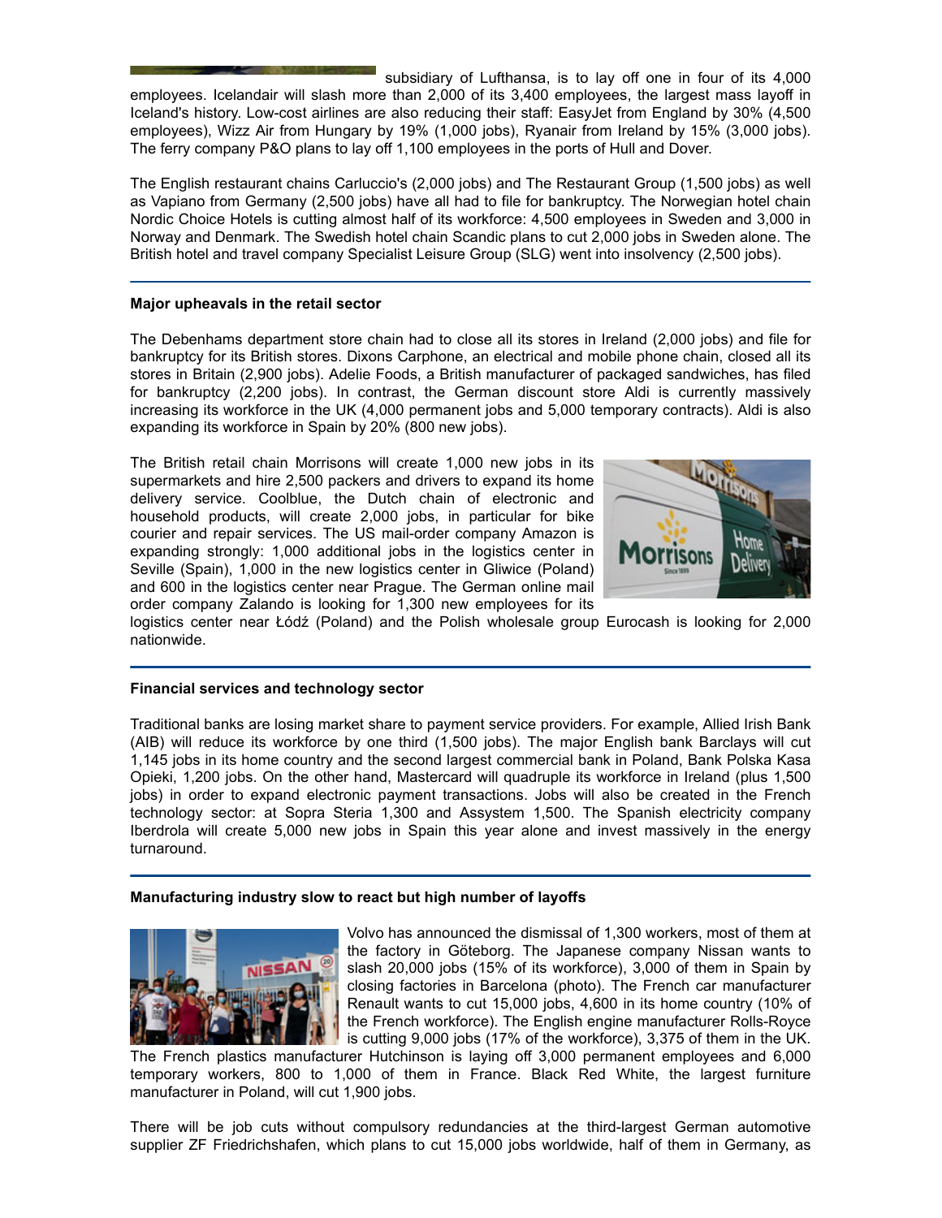subsidiary of Lufthansa, is to lay off one in four of its 4,000 employees. Icelandair will slash more than 2,000 of its 3,400 employees, the largest mass layoff in Iceland's history. Low-cost airlines are also reducing their staff: EasyJet from England by 30% (4,500 employees), Wizz Air from Hungary by 19% (1,000 jobs), Ryanair from Ireland by 15% (3,000 jobs). The ferry company P&O plans to lay off 1,100 employees in the ports of Hull and Dover.

The English restaurant chains Carluccio's (2,000 jobs) and The Restaurant Group (1,500 jobs) as well as Vapiano from Germany (2,500 jobs) have all had to file for bankruptcy. The Norwegian hotel chain Nordic Choice Hotels is cutting almost half of its workforce: 4,500 employees in Sweden and 3,000 in Norway and Denmark. The Swedish hotel chain Scandic plans to cut 2,000 jobs in Sweden alone. The British hotel and travel company Specialist Leisure Group (SLG) went into insolvency (2,500 jobs).

---

**Major upheavals in the retail sector**

The Debenhams department store chain had to close all its stores in Ireland (2,000 jobs) and file for bankruptcy for its British stores. Dixons Carphone, an electrical and mobile phone chain, closed all its stores in Britain (2,900 jobs). Adelie Foods, a British manufacturer of packaged sandwiches, has filed for bankruptcy (2,200 jobs). In contrast, the German discount store Aldi is currently massively increasing its workforce in the UK (4,000 permanent jobs and 5,000 temporary contracts). Aldi is also expanding its workforce in Spain by 20% (800 new jobs).

The British retail chain Morrisons will create 1,000 new jobs in its supermarkets and hire 2,500 packers and drivers to expand its home delivery service. Coolblue, the Dutch chain of electronic and household products, will create 2,000 jobs, in particular for bike courier and repair services. The US mail-order company Amazon is expanding strongly: 1,000 additional jobs in the logistics center in Seville (Spain), 1,000 in the new logistics center in Gliwice (Poland) and 600 in the logistics center near Prague. The German online mail order company Zalando is looking for 1,300 new employees for its logistics center near Łódź (Poland) and the Polish wholesale group Eurocash is looking for 2,000 nationwide.

---

**Financial services and technology sector**

Traditional banks are losing market share to payment service providers. For example, Allied Irish Bank (AIB) will reduce its workforce by one third (1,500 jobs). The major English bank Barclays will cut 1,145 jobs in its home country and the second largest commercial bank in Poland, Bank Polska Kasa Opieki, 1,200 jobs. On the other hand, Mastercard will quadruple its workforce in Ireland (plus 1,500 jobs) in order to expand electronic payment transactions. Jobs will also be created in the French technology sector: at Sopra Steria 1,300 and Assystem 1,500. The Spanish electricity company Iberdrola will create 5,000 new jobs in Spain this year alone and invest massively in the energy turnaround.

---

**Manufacturing industry slow to react but high number of layoffs**

Volvo has announced the dismissal of 1,300 workers, most of them at the factory in Göteborg. The Japanese company Nissan wants to slash 20,000 jobs (15% of its workforce), 3,000 of them in Spain by closing factories in Barcelona (photo). The French car manufacturer Renault wants to cut 15,000 jobs, 4,600 in its home country (10% of the French workforce). The English engine manufacturer Rolls-Royce is cutting 9,000 jobs (17% of the workforce), 3,375 of them in the UK. The French plastics manufacturer Hutchinson is laying off 3,000 permanent employees and 6,000 temporary workers, 800 to 1,000 of them in France. Black Red White, the largest furniture manufacturer in Poland, will cut 1,900 jobs.

There will be job cuts without compulsory redundancies at the third-largest German automotive supplier ZF Friedrichshafen, which plans to cut 15,000 jobs worldwide, half of them in Germany, as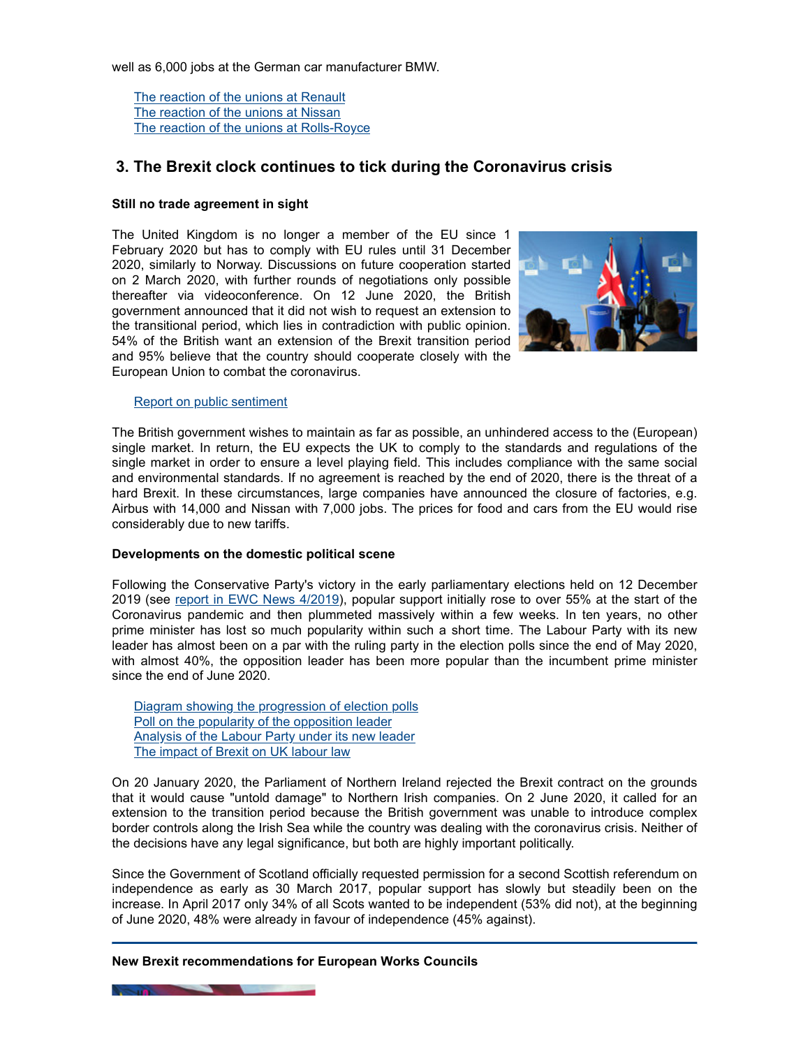well as 6,000 jobs at the German car manufacturer BMW.

- The reaction of the unions at Renault
- The reaction of the unions at Nissan
- The reaction of the unions at Rolls-Royce

## 3. The Brexit clock continues to tick during the Coronavirus crisis

### Still no trade agreement in sight

The United Kingdom is no longer a member of the EU since 1 February 2020 but has to comply with EU rules until 31 December 2020, similarly to Norway. Discussions on future cooperation started on 2 March 2020, with further rounds of negotiations only possible thereafter via videoconference. On 12 June 2020, the British government announced that it did not wish to request an extension to the transitional period, which lies in contradiction with public opinion. 54% of the British want an extension of the Brexit transition period and 95% believe that the country should cooperate closely with the European Union to combat the coronavirus.

- Report on public sentiment

The British government wishes to maintain as far as possible, an unhindered access to the (European) single market. In return, the EU expects the UK to comply to the standards and regulations of the single market in order to ensure a level playing field. This includes compliance with the same social and environmental standards. If no agreement is reached by the end of 2020, there is the threat of a hard Brexit. In these circumstances, large companies have announced the closure of factories, e.g. Airbus with 14,000 and Nissan with 7,000 jobs. The prices for food and cars from the EU would rise considerably due to new tariffs.

### Developments on the domestic political scene

Following the Conservative Party's victory in the early parliamentary elections held on 12 December 2019 (see report in EWC News 4/2019), popular support initially rose to over 55% at the start of the Coronavirus pandemic and then plummeted massively within a few weeks. In ten years, no other prime minister has lost so much popularity within such a short time. The Labour Party with its new leader has almost been on a par with the ruling party in the election polls since the end of May 2020, with almost 40%, the opposition leader has been more popular than the incumbent prime minister since the end of June 2020.

- Diagram showing the progression of election polls
- Poll on the popularity of the opposition leader
- Analysis of the Labour Party under its new leader
- The impact of Brexit on UK labour law

On 20 January 2020, the Parliament of Northern Ireland rejected the Brexit contract on the grounds that it would cause "untold damage" to Northern Irish companies. On 2 June 2020, it called for an extension to the transition period because the British government was unable to introduce complex border controls along the Irish Sea while the country was dealing with the coronavirus crisis. Neither of the decisions have any legal significance, but both are highly important politically.

Since the Government of Scotland officially requested permission for a second Scottish referendum on independence as early as 30 March 2017, popular support has slowly but steadily been on the increase. In April 2017 only 34% of all Scots wanted to be independent (53% did not), at the beginning of June 2020, 48% were already in favour of independence (45% against).

---

### New Brexit recommendations for European Works Councils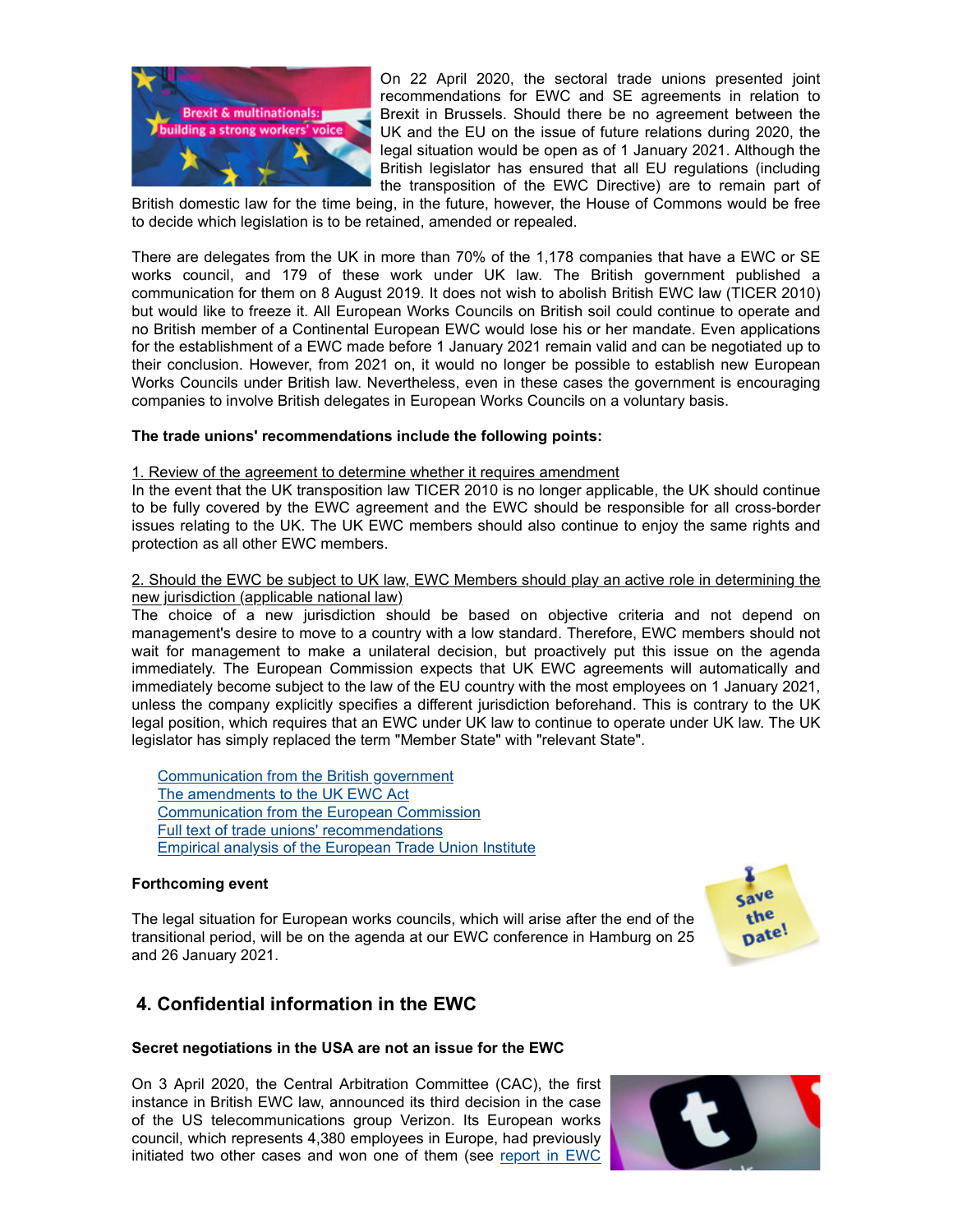On 22 April 2020, the sectoral trade unions presented joint recommendations for EWC and SE agreements in relation to Brexit in Brussels. Should there be no agreement between the UK and the EU on the issue of future relations during 2020, the legal situation would be open as of 1 January 2021. Although the British legislator has ensured that all EU regulations (including the transposition of the EWC Directive) are to remain part of British domestic law for the time being, in the future, however, the House of Commons would be free to decide which legislation is to be retained, amended or repealed.

There are delegates from the UK in more than 70% of the 1,178 companies that have a EWC or SE works council, and 179 of these work under UK law. The British government published a communication for them on 8 August 2019. It does not wish to abolish British EWC law (TICER 2010) but would like to freeze it. All European Works Councils on British soil could continue to operate and no British member of a Continental European EWC would lose his or her mandate. Even applications for the establishment of a EWC made before 1 January 2021 remain valid and can be negotiated up to their conclusion. However, from 2021 on, it would no longer be possible to establish new European Works Councils under British law. Nevertheless, even in these cases the government is encouraging companies to involve British delegates in European Works Councils on a voluntary basis.

**The trade unions' recommendations include the following points:**

1. Review of the agreement to determine whether it requires amendment

In the event that the UK transposition law TICER 2010 is no longer applicable, the UK should continue to be fully covered by the EWC agreement and the EWC should be responsible for all cross-border issues relating to the UK. The UK EWC members should also continue to enjoy the same rights and protection as all other EWC members.

2. Should the EWC be subject to UK law, EWC Members should play an active role in determining the new jurisdiction (applicable national law)

The choice of a new jurisdiction should be based on objective criteria and not depend on management's desire to move to a country with a low standard. Therefore, EWC members should not wait for management to make a unilateral decision, but proactively put this issue on the agenda immediately. The European Commission expects that UK EWC agreements will automatically and immediately become subject to the law of the EU country with the most employees on 1 January 2021, unless the company explicitly specifies a different jurisdiction beforehand. This is contrary to the UK legal position, which requires that an EWC under UK law to continue to operate under UK law. The UK legislator has simply replaced the term "Member State" with "relevant State".

- Communication from the British government
- The amendments to the UK EWC Act
- Communication from the European Commission
- Full text of trade unions' recommendations
- Empirical analysis of the European Trade Union Institute

**Forthcoming event**

The legal situation for European works councils, which will arise after the end of the transitional period, will be on the agenda at our EWC conference in Hamburg on 25 and 26 January 2021.

## 4. Confidential information in the EWC

**Secret negotiations in the USA are not an issue for the EWC**

On 3 April 2020, the Central Arbitration Committee (CAC), the first instance in British EWC law, announced its third decision in the case of the US telecommunications group Verizon. Its European works council, which represents 4,380 employees in Europe, had previously initiated two other cases and won one of them (see report in EWC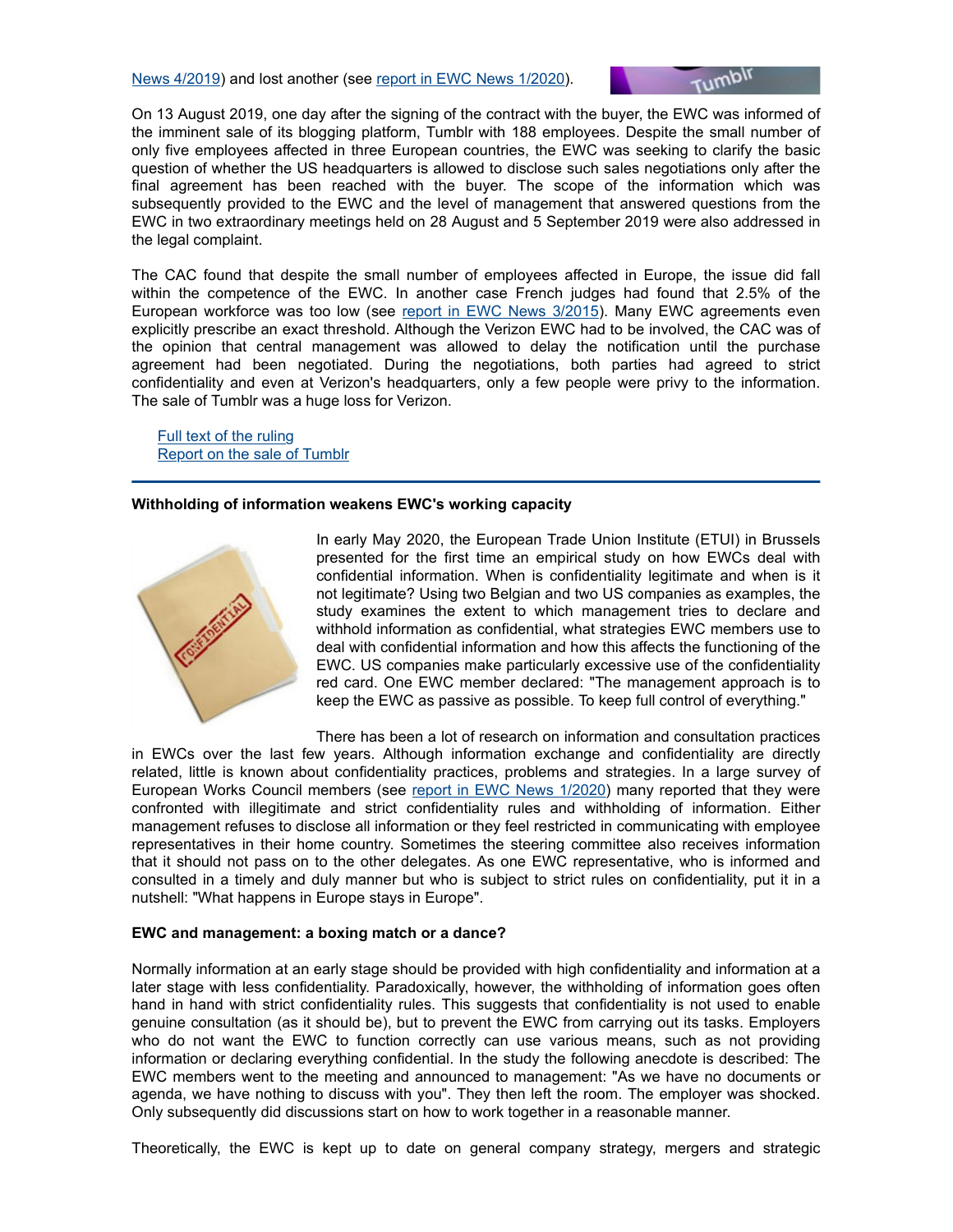News 4/2019) and lost another (see report in EWC News 1/2020).

On 13 August 2019, one day after the signing of the contract with the buyer, the EWC was informed of the imminent sale of its blogging platform, Tumblr with 188 employees. Despite the small number of only five employees affected in three European countries, the EWC was seeking to clarify the basic question of whether the US headquarters is allowed to disclose such sales negotiations only after the final agreement has been reached with the buyer. The scope of the information which was subsequently provided to the EWC and the level of management that answered questions from the EWC in two extraordinary meetings held on 28 August and 5 September 2019 were also addressed in the legal complaint.

The CAC found that despite the small number of employees affected in Europe, the issue did fall within the competence of the EWC. In another case French judges had found that 2.5% of the European workforce was too low (see report in EWC News 3/2015). Many EWC agreements even explicitly prescribe an exact threshold. Although the Verizon EWC had to be involved, the CAC was of the opinion that central management was allowed to delay the notification until the purchase agreement had been negotiated. During the negotiations, both parties had agreed to strict confidentiality and even at Verizon's headquarters, only a few people were privy to the information. The sale of Tumblr was a huge loss for Verizon.

Full text of the ruling
Report on the sale of Tumblr

**Withholding of information weakens EWC's working capacity**

In early May 2020, the European Trade Union Institute (ETUI) in Brussels presented for the first time an empirical study on how EWCs deal with confidential information. When is confidentiality legitimate and when is it not legitimate? Using two Belgian and two US companies as examples, the study examines the extent to which management tries to declare and withhold information as confidential, what strategies EWC members use to deal with confidential information and how this affects the functioning of the EWC. US companies make particularly excessive use of the confidentiality red card. One EWC member declared: "The management approach is to keep the EWC as passive as possible. To keep full control of everything."

There has been a lot of research on information and consultation practices in EWCs over the last few years. Although information exchange and confidentiality are directly related, little is known about confidentiality practices, problems and strategies. In a large survey of European Works Council members (see report in EWC News 1/2020) many reported that they were confronted with illegitimate and strict confidentiality rules and withholding of information. Either management refuses to disclose all information or they feel restricted in communicating with employee representatives in their home country. Sometimes the steering committee also receives information that it should not pass on to the other delegates. As one EWC representative, who is informed and consulted in a timely and duly manner but who is subject to strict rules on confidentiality, put it in a nutshell: "What happens in Europe stays in Europe".

**EWC and management: a boxing match or a dance?**

Normally information at an early stage should be provided with high confidentiality and information at a later stage with less confidentiality. Paradoxically, however, the withholding of information goes often hand in hand with strict confidentiality rules. This suggests that confidentiality is not used to enable genuine consultation (as it should be), but to prevent the EWC from carrying out its tasks. Employers who do not want the EWC to function correctly can use various means, such as not providing information or declaring everything confidential. In the study the following anecdote is described: The EWC members went to the meeting and announced to management: "As we have no documents or agenda, we have nothing to discuss with you". They then left the room. The employer was shocked. Only subsequently did discussions start on how to work together in a reasonable manner.

Theoretically, the EWC is kept up to date on general company strategy, mergers and strategic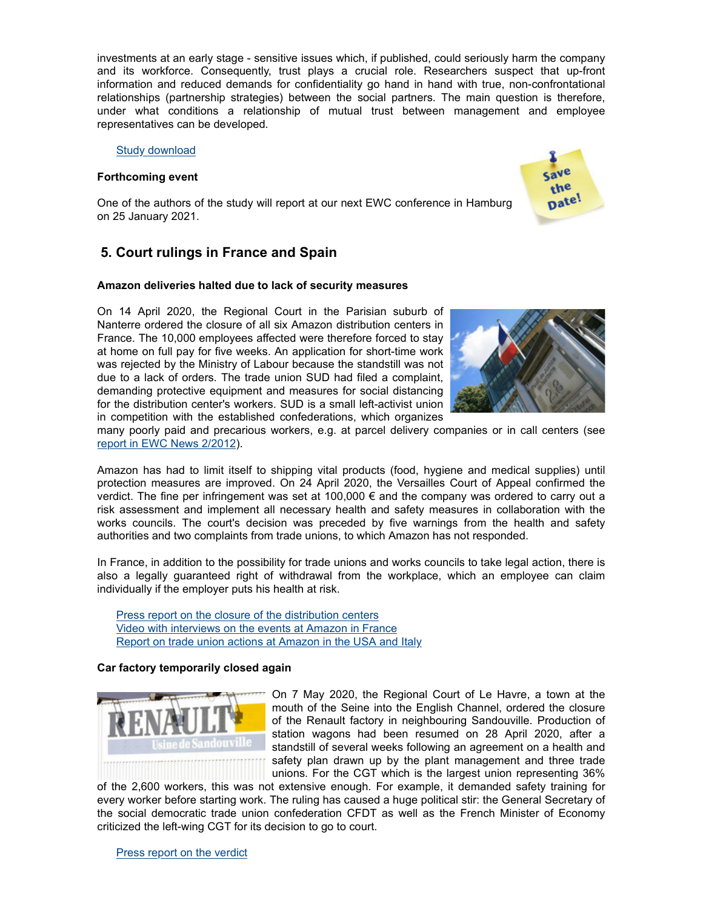investments at an early stage - sensitive issues which, if published, could seriously harm the company and its workforce. Consequently, trust plays a crucial role. Researchers suspect that up-front information and reduced demands for confidentiality go hand in hand with true, non-confrontational relationships (partnership strategies) between the social partners. The main question is therefore, under what conditions a relationship of mutual trust between management and employee representatives can be developed.

[Study download]

**Forthcoming event**

One of the authors of the study will report at our next EWC conference in Hamburg on 25 January 2021.

## 5. Court rulings in France and Spain

**Amazon deliveries halted due to lack of security measures**

On 14 April 2020, the Regional Court in the Parisian suburb of Nanterre ordered the closure of all six Amazon distribution centers in France. The 10,000 employees affected were therefore forced to stay at home on full pay for five weeks. An application for short-time work was rejected by the Ministry of Labour because the standstill was not due to a lack of orders. The trade union SUD had filed a complaint, demanding protective equipment and measures for social distancing for the distribution center's workers. SUD is a small left-activist union in competition with the established confederations, which organizes many poorly paid and precarious workers, e.g. at parcel delivery companies or in call centers (see [report in EWC News 2/2012]).

Amazon has had to limit itself to shipping vital products (food, hygiene and medical supplies) until protection measures are improved. On 24 April 2020, the Versailles Court of Appeal confirmed the verdict. The fine per infringement was set at 100,000 € and the company was ordered to carry out a risk assessment and implement all necessary health and safety measures in collaboration with the works councils. The court's decision was preceded by five warnings from the health and safety authorities and two complaints from trade unions, to which Amazon has not responded.

In France, in addition to the possibility for trade unions and works councils to take legal action, there is also a legally guaranteed right of withdrawal from the workplace, which an employee can claim individually if the employer puts his health at risk.

[Press report on the closure of the distribution centers]
[Video with interviews on the events at Amazon in France]
[Report on trade union actions at Amazon in the USA and Italy]

**Car factory temporarily closed again**

On 7 May 2020, the Regional Court of Le Havre, a town at the mouth of the Seine into the English Channel, ordered the closure of the Renault factory in neighbouring Sandouville. Production of station wagons had been resumed on 28 April 2020, after a standstill of several weeks following an agreement on a health and safety plan drawn up by the plant management and three trade unions. For the CGT which is the largest union representing 36% of the 2,600 workers, this was not extensive enough. For example, it demanded safety training for every worker before starting work. The ruling has caused a huge political stir: the General Secretary of the social democratic trade union confederation CFDT as well as the French Minister of Economy criticized the left-wing CGT for its decision to go to court.

[Press report on the verdict]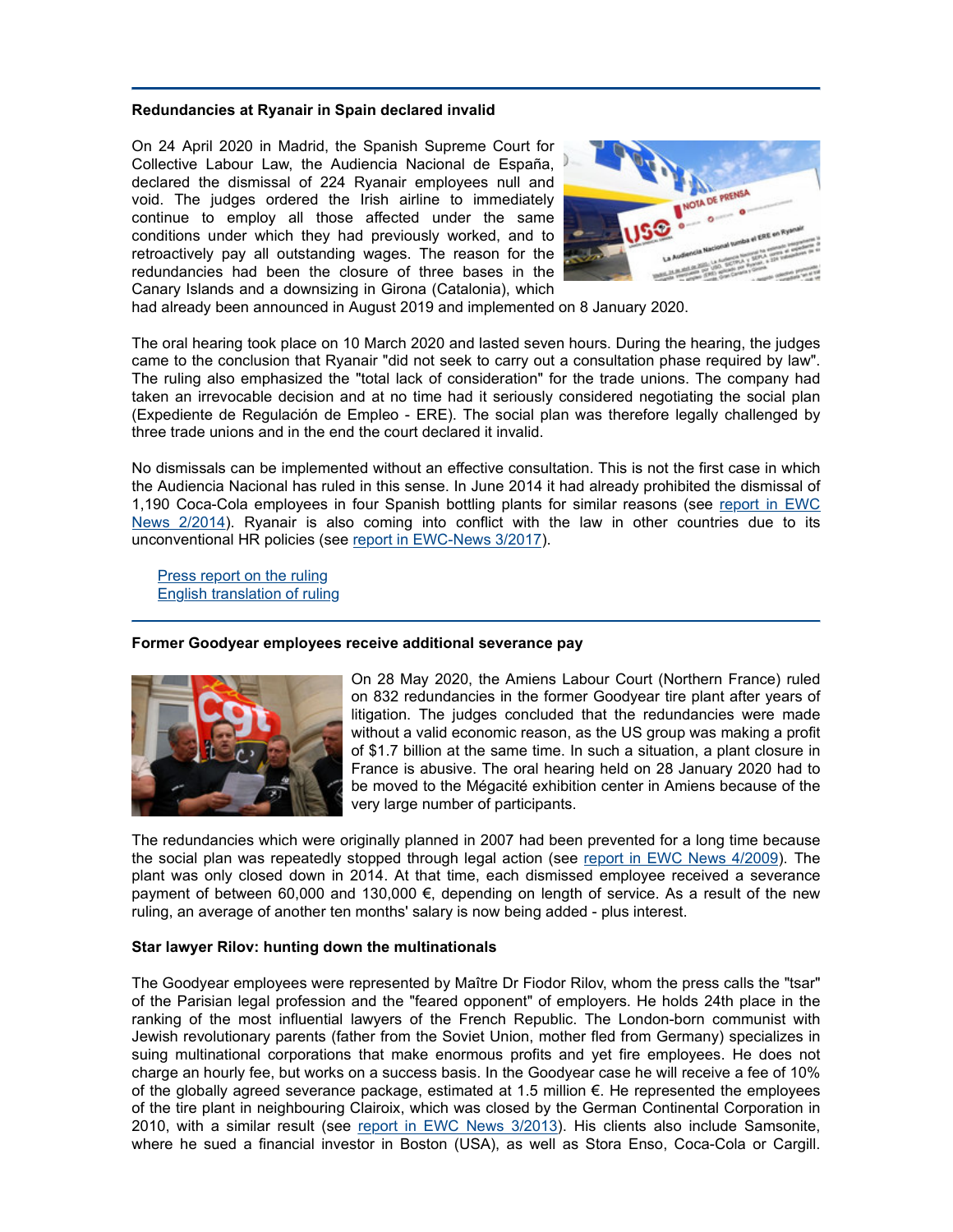**Redundancies at Ryanair in Spain declared invalid**

On 24 April 2020 in Madrid, the Spanish Supreme Court for Collective Labour Law, the Audiencia Nacional de España, declared the dismissal of 224 Ryanair employees null and void. The judges ordered the Irish airline to immediately continue to employ all those affected under the same conditions under which they had previously worked, and to retroactively pay all outstanding wages. The reason for the redundancies had been the closure of three bases in the Canary Islands and a downsizing in Girona (Catalonia), which had already been announced in August 2019 and implemented on 8 January 2020.

The oral hearing took place on 10 March 2020 and lasted seven hours. During the hearing, the judges came to the conclusion that Ryanair "did not seek to carry out a consultation phase required by law". The ruling also emphasized the "total lack of consideration" for the trade unions. The company had taken an irrevocable decision and at no time had it seriously considered negotiating the social plan (Expediente de Regulación de Empleo - ERE). The social plan was therefore legally challenged by three trade unions and in the end the court declared it invalid.

No dismissals can be implemented without an effective consultation. This is not the first case in which the Audiencia Nacional has ruled in this sense. In June 2014 it had already prohibited the dismissal of 1,190 Coca-Cola employees in four Spanish bottling plants for similar reasons (see report in EWC News 2/2014). Ryanair is also coming into conflict with the law in other countries due to its unconventional HR policies (see report in EWC-News 3/2017).

Press report on the ruling
English translation of ruling

**Former Goodyear employees receive additional severance pay**

On 28 May 2020, the Amiens Labour Court (Northern France) ruled on 832 redundancies in the former Goodyear tire plant after years of litigation. The judges concluded that the redundancies were made without a valid economic reason, as the US group was making a profit of $1.7 billion at the same time. In such a situation, a plant closure in France is abusive. The oral hearing held on 28 January 2020 had to be moved to the Mégacité exhibition center in Amiens because of the very large number of participants.

The redundancies which were originally planned in 2007 had been prevented for a long time because the social plan was repeatedly stopped through legal action (see report in EWC News 4/2009). The plant was only closed down in 2014. At that time, each dismissed employee received a severance payment of between 60,000 and 130,000 €, depending on length of service. As a result of the new ruling, an average of another ten months' salary is now being added - plus interest.

**Star lawyer Rilov: hunting down the multinationals**

The Goodyear employees were represented by Maître Dr Fiodor Rilov, whom the press calls the "tsar" of the Parisian legal profession and the "feared opponent" of employers. He holds 24th place in the ranking of the most influential lawyers of the French Republic. The London-born communist with Jewish revolutionary parents (father from the Soviet Union, mother fled from Germany) specializes in suing multinational corporations that make enormous profits and yet fire employees. He does not charge an hourly fee, but works on a success basis. In the Goodyear case he will receive a fee of 10% of the globally agreed severance package, estimated at 1.5 million €. He represented the employees of the tire plant in neighbouring Clairoix, which was closed by the German Continental Corporation in 2010, with a similar result (see report in EWC News 3/2013). His clients also include Samsonite, where he sued a financial investor in Boston (USA), as well as Stora Enso, Coca-Cola or Cargill.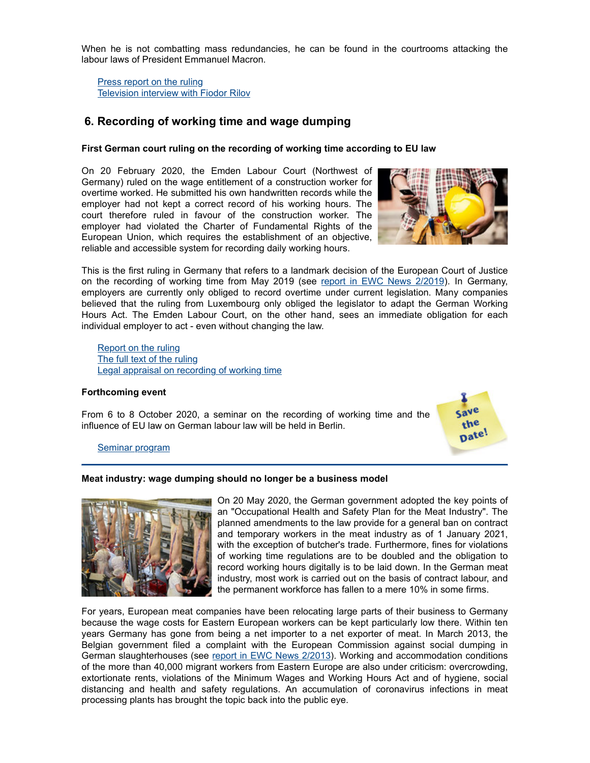When he is not combatting mass redundancies, he can be found in the courtrooms attacking the labour laws of President Emmanuel Macron.

Press report on the ruling
Television interview with Fiodor Rilov

## 6. Recording of working time and wage dumping

**First German court ruling on the recording of working time according to EU law**

On 20 February 2020, the Emden Labour Court (Northwest of Germany) ruled on the wage entitlement of a construction worker for overtime worked. He submitted his own handwritten records while the employer had not kept a correct record of his working hours. The court therefore ruled in favour of the construction worker. The employer had violated the Charter of Fundamental Rights of the European Union, which requires the establishment of an objective, reliable and accessible system for recording daily working hours.

This is the first ruling in Germany that refers to a landmark decision of the European Court of Justice on the recording of working time from May 2019 (see report in EWC News 2/2019). In Germany, employers are currently only obliged to record overtime under current legislation. Many companies believed that the ruling from Luxembourg only obliged the legislator to adapt the German Working Hours Act. The Emden Labour Court, on the other hand, sees an immediate obligation for each individual employer to act - even without changing the law.

Report on the ruling
The full text of the ruling
Legal appraisal on recording of working time

**Forthcoming event**

From 6 to 8 October 2020, a seminar on the recording of working time and the influence of EU law on German labour law will be held in Berlin.

Seminar program

---

**Meat industry: wage dumping should no longer be a business model**

On 20 May 2020, the German government adopted the key points of an "Occupational Health and Safety Plan for the Meat Industry". The planned amendments to the law provide for a general ban on contract and temporary workers in the meat industry as of 1 January 2021, with the exception of butcher's trade. Furthermore, fines for violations of working time regulations are to be doubled and the obligation to record working hours digitally is to be laid down. In the German meat industry, most work is carried out on the basis of contract labour, and the permanent workforce has fallen to a mere 10% in some firms.

For years, European meat companies have been relocating large parts of their business to Germany because the wage costs for Eastern European workers can be kept particularly low there. Within ten years Germany has gone from being a net importer to a net exporter of meat. In March 2013, the Belgian government filed a complaint with the European Commission against social dumping in German slaughterhouses (see report in EWC News 2/2013). Working and accommodation conditions of the more than 40,000 migrant workers from Eastern Europe are also under criticism: overcrowding, extortionate rents, violations of the Minimum Wages and Working Hours Act and of hygiene, social distancing and health and safety regulations. An accumulation of coronavirus infections in meat processing plants has brought the topic back into the public eye.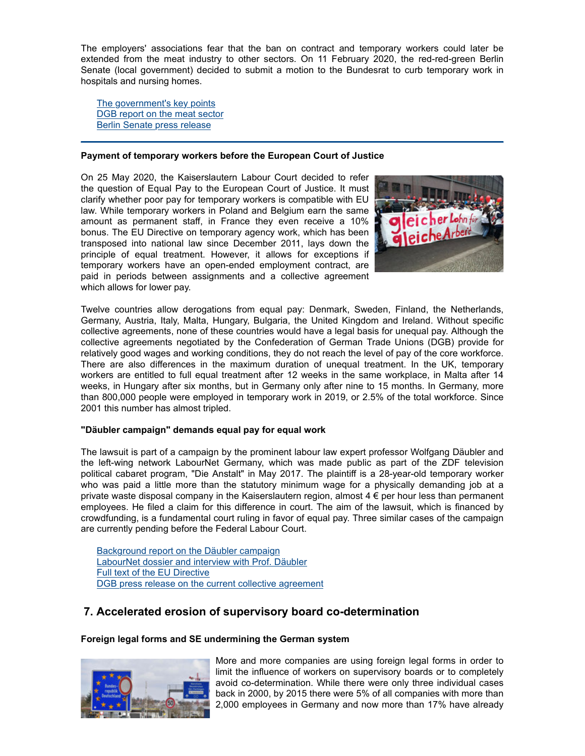The employers' associations fear that the ban on contract and temporary workers could later be extended from the meat industry to other sectors. On 11 February 2020, the red-red-green Berlin Senate (local government) decided to submit a motion to the Bundesrat to curb temporary work in hospitals and nursing homes.

- The government's key points
- DGB report on the meat sector
- Berlin Senate press release

---

**Payment of temporary workers before the European Court of Justice**

On 25 May 2020, the Kaiserslautern Labour Court decided to refer the question of Equal Pay to the European Court of Justice. It must clarify whether poor pay for temporary workers is compatible with EU law. While temporary workers in Poland and Belgium earn the same amount as permanent staff, in France they even receive a 10% bonus. The EU Directive on temporary agency work, which has been transposed into national law since December 2011, lays down the principle of equal treatment. However, it allows for exceptions if temporary workers have an open-ended employment contract, are paid in periods between assignments and a collective agreement which allows for lower pay.

Twelve countries allow derogations from equal pay: Denmark, Sweden, Finland, the Netherlands, Germany, Austria, Italy, Malta, Hungary, Bulgaria, the United Kingdom and Ireland. Without specific collective agreements, none of these countries would have a legal basis for unequal pay. Although the collective agreements negotiated by the Confederation of German Trade Unions (DGB) provide for relatively good wages and working conditions, they do not reach the level of pay of the core workforce. There are also differences in the maximum duration of unequal treatment. In the UK, temporary workers are entitled to full equal treatment after 12 weeks in the same workplace, in Malta after 14 weeks, in Hungary after six months, but in Germany only after nine to 15 months. In Germany, more than 800,000 people were employed in temporary work in 2019, or 2.5% of the total workforce. Since 2001 this number has almost tripled.

**"Däubler campaign" demands equal pay for equal work**

The lawsuit is part of a campaign by the prominent labour law expert professor Wolfgang Däubler and the left-wing network LabourNet Germany, which was made public as part of the ZDF television political cabaret program, "Die Anstalt" in May 2017. The plaintiff is a 28-year-old temporary worker who was paid a little more than the statutory minimum wage for a physically demanding job at a private waste disposal company in the Kaiserslautern region, almost 4 € per hour less than permanent employees. He filed a claim for this difference in court. The aim of the lawsuit, which is financed by crowdfunding, is a fundamental court ruling in favor of equal pay. Three similar cases of the campaign are currently pending before the Federal Labour Court.

- Background report on the Däubler campaign
- LabourNet dossier and interview with Prof. Däubler
- Full text of the EU Directive
- DGB press release on the current collective agreement

## 7. Accelerated erosion of supervisory board co-determination

**Foreign legal forms and SE undermining the German system**

More and more companies are using foreign legal forms in order to limit the influence of workers on supervisory boards or to completely avoid co-determination. While there were only three individual cases back in 2000, by 2015 there were 5% of all companies with more than 2,000 employees in Germany and now more than 17% have already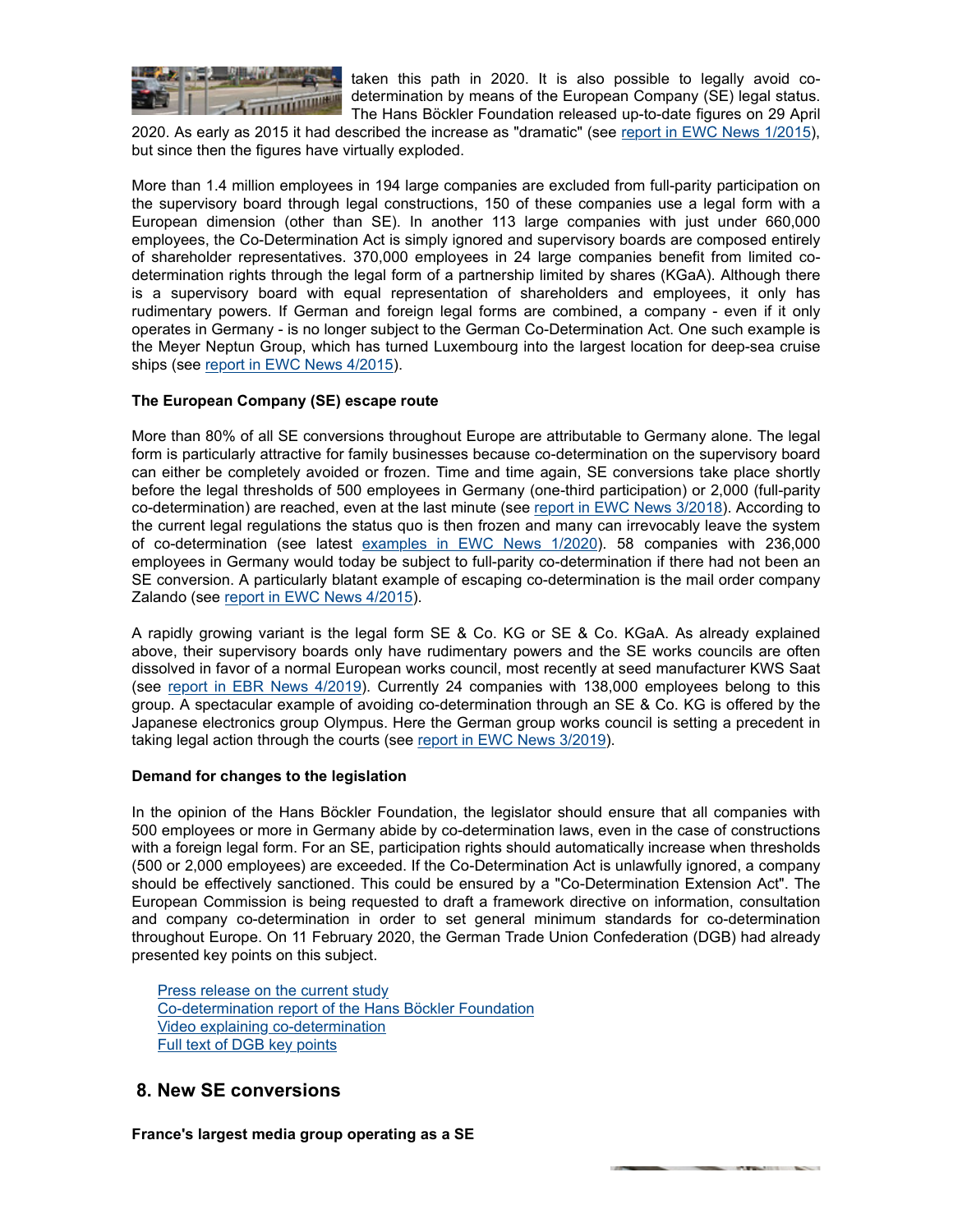taken this path in 2020. It is also possible to legally avoid co-determination by means of the European Company (SE) legal status. The Hans Böckler Foundation released up-to-date figures on 29 April 2020. As early as 2015 it had described the increase as "dramatic" (see [report in EWC News 1/2015](#)), but since then the figures have virtually exploded.

More than 1.4 million employees in 194 large companies are excluded from full-parity participation on the supervisory board through legal constructions, 150 of these companies use a legal form with a European dimension (other than SE). In another 113 large companies with just under 660,000 employees, the Co-Determination Act is simply ignored and supervisory boards are composed entirely of shareholder representatives. 370,000 employees in 24 large companies benefit from limited co-determination rights through the legal form of a partnership limited by shares (KGaA). Although there is a supervisory board with equal representation of shareholders and employees, it only has rudimentary powers. If German and foreign legal forms are combined, a company - even if it only operates in Germany - is no longer subject to the German Co-Determination Act. One such example is the Meyer Neptun Group, which has turned Luxembourg into the largest location for deep-sea cruise ships (see [report in EWC News 4/2015](#)).

**The European Company (SE) escape route**

More than 80% of all SE conversions throughout Europe are attributable to Germany alone. The legal form is particularly attractive for family businesses because co-determination on the supervisory board can either be completely avoided or frozen. Time and time again, SE conversions take place shortly before the legal thresholds of 500 employees in Germany (one-third participation) or 2,000 (full-parity co-determination) are reached, even at the last minute (see [report in EWC News 3/2018](#)). According to the current legal regulations the status quo is then frozen and many can irrevocably leave the system of co-determination (see latest [examples in EWC News 1/2020](#)). 58 companies with 236,000 employees in Germany would today be subject to full-parity co-determination if there had not been an SE conversion. A particularly blatant example of escaping co-determination is the mail order company Zalando (see [report in EWC News 4/2015](#)).

A rapidly growing variant is the legal form SE & Co. KG or SE & Co. KGaA. As already explained above, their supervisory boards only have rudimentary powers and the SE works councils are often dissolved in favor of a normal European works council, most recently at seed manufacturer KWS Saat (see [report in EBR News 4/2019](#)). Currently 24 companies with 138,000 employees belong to this group. A spectacular example of avoiding co-determination through an SE & Co. KG is offered by the Japanese electronics group Olympus. Here the German group works council is setting a precedent in taking legal action through the courts (see [report in EWC News 3/2019](#)).

**Demand for changes to the legislation**

In the opinion of the Hans Böckler Foundation, the legislator should ensure that all companies with 500 employees or more in Germany abide by co-determination laws, even in the case of constructions with a foreign legal form. For an SE, participation rights should automatically increase when thresholds (500 or 2,000 employees) are exceeded. If the Co-Determination Act is unlawfully ignored, a company should be effectively sanctioned. This could be ensured by a "Co-Determination Extension Act". The European Commission is being requested to draft a framework directive on information, consultation and company co-determination in order to set general minimum standards for co-determination throughout Europe. On 11 February 2020, the German Trade Union Confederation (DGB) had already presented key points on this subject.

- [Press release on the current study](#)
- [Co-determination report of the Hans Böckler Foundation](#)
- [Video explaining co-determination](#)
- [Full text of DGB key points](#)

## 8. New SE conversions

**France's largest media group operating as a SE**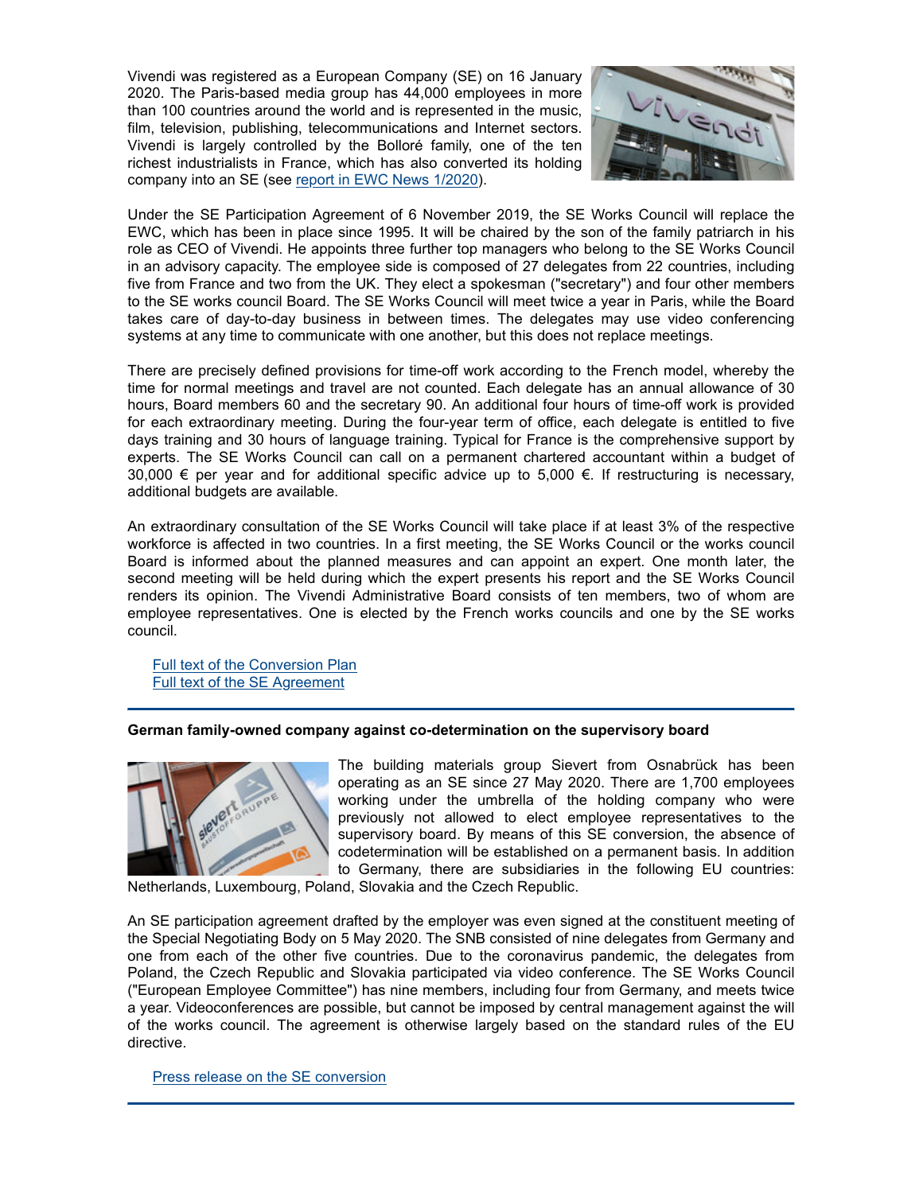Vivendi was registered as a European Company (SE) on 16 January 2020. The Paris-based media group has 44,000 employees in more than 100 countries around the world and is represented in the music, film, television, publishing, telecommunications and Internet sectors. Vivendi is largely controlled by the Bolloré family, one of the ten richest industrialists in France, which has also converted its holding company into an SE (see [report in EWC News 1/2020]).

Under the SE Participation Agreement of 6 November 2019, the SE Works Council will replace the EWC, which has been in place since 1995. It will be chaired by the son of the family patriarch in his role as CEO of Vivendi. He appoints three further top managers who belong to the SE Works Council in an advisory capacity. The employee side is composed of 27 delegates from 22 countries, including five from France and two from the UK. They elect a spokesman ("secretary") and four other members to the SE works council Board. The SE Works Council will meet twice a year in Paris, while the Board takes care of day-to-day business in between times. The delegates may use video conferencing systems at any time to communicate with one another, but this does not replace meetings.

There are precisely defined provisions for time-off work according to the French model, whereby the time for normal meetings and travel are not counted. Each delegate has an annual allowance of 30 hours, Board members 60 and the secretary 90. An additional four hours of time-off work is provided for each extraordinary meeting. During the four-year term of office, each delegate is entitled to five days training and 30 hours of language training. Typical for France is the comprehensive support by experts. The SE Works Council can call on a permanent chartered accountant within a budget of 30,000 € per year and for additional specific advice up to 5,000 €. If restructuring is necessary, additional budgets are available.

An extraordinary consultation of the SE Works Council will take place if at least 3% of the respective workforce is affected in two countries. In a first meeting, the SE Works Council or the works council Board is informed about the planned measures and can appoint an expert. One month later, the second meeting will be held during which the expert presents his report and the SE Works Council renders its opinion. The Vivendi Administrative Board consists of ten members, two of whom are employee representatives. One is elected by the French works councils and one by the SE works council.

[Full text of the Conversion Plan]
[Full text of the SE Agreement]

---

**German family-owned company against co-determination on the supervisory board**

The building materials group Sievert from Osnabrück has been operating as an SE since 27 May 2020. There are 1,700 employees working under the umbrella of the holding company who were previously not allowed to elect employee representatives to the supervisory board. By means of this SE conversion, the absence of codetermination will be established on a permanent basis. In addition to Germany, there are subsidiaries in the following EU countries: Netherlands, Luxembourg, Poland, Slovakia and the Czech Republic.

An SE participation agreement drafted by the employer was even signed at the constituent meeting of the Special Negotiating Body on 5 May 2020. The SNB consisted of nine delegates from Germany and one from each of the other five countries. Due to the coronavirus pandemic, the delegates from Poland, the Czech Republic and Slovakia participated via video conference. The SE Works Council ("European Employee Committee") has nine members, including four from Germany, and meets twice a year. Videoconferences are possible, but cannot be imposed by central management against the will of the works council. The agreement is otherwise largely based on the standard rules of the EU directive.

[Press release on the SE conversion]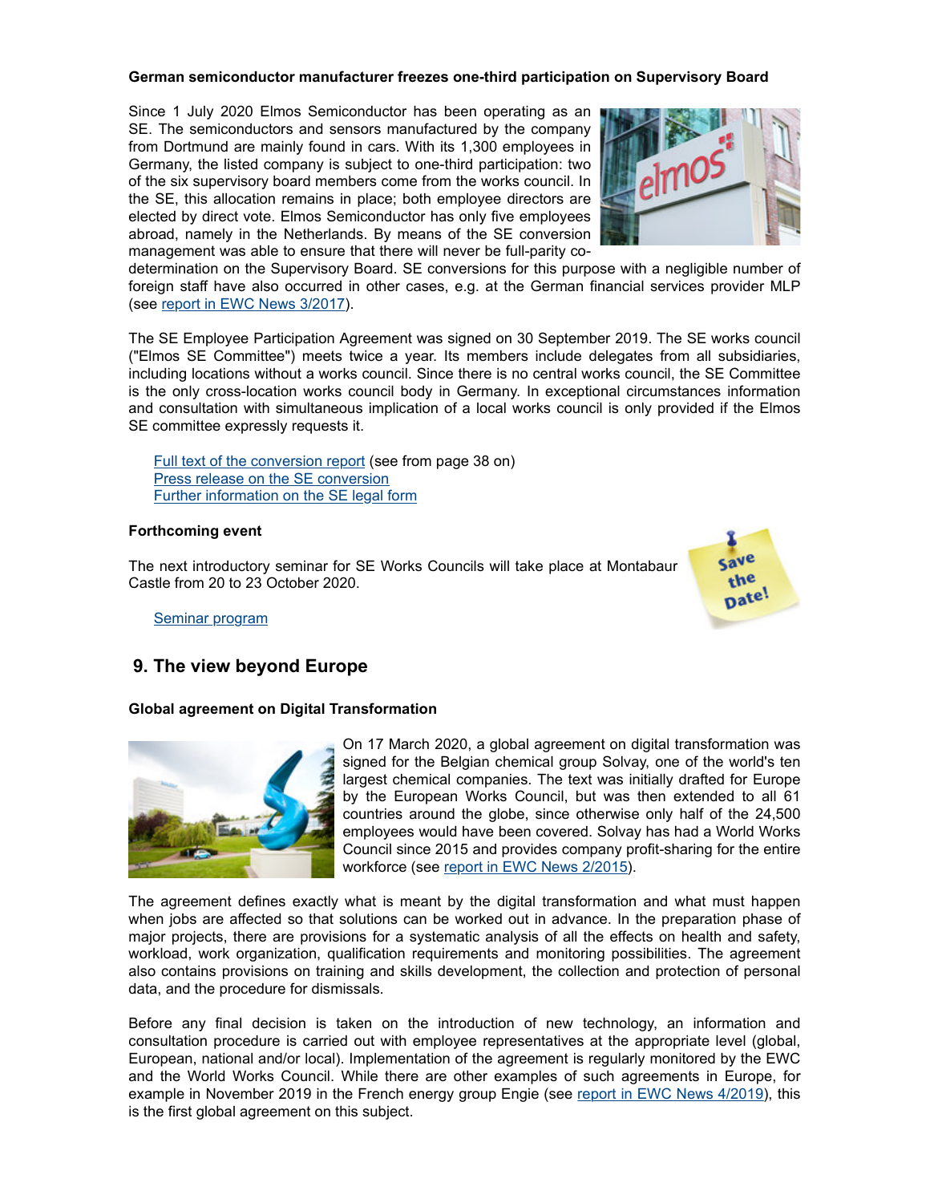**German semiconductor manufacturer freezes one-third participation on Supervisory Board**

Since 1 July 2020 Elmos Semiconductor has been operating as an SE. The semiconductors and sensors manufactured by the company from Dortmund are mainly found in cars. With its 1,300 employees in Germany, the listed company is subject to one-third participation: two of the six supervisory board members come from the works council. In the SE, this allocation remains in place; both employee directors are elected by direct vote. Elmos Semiconductor has only five employees abroad, namely in the Netherlands. By means of the SE conversion management was able to ensure that there will never be full-parity co-determination on the Supervisory Board. SE conversions for this purpose with a negligible number of foreign staff have also occurred in other cases, e.g. at the German financial services provider MLP (see report in EWC News 3/2017).

The SE Employee Participation Agreement was signed on 30 September 2019. The SE works council ("Elmos SE Committee") meets twice a year. Its members include delegates from all subsidiaries, including locations without a works council. Since there is no central works council, the SE Committee is the only cross-location works council body in Germany. In exceptional circumstances information and consultation with simultaneous implication of a local works council is only provided if the Elmos SE committee expressly requests it.

Full text of the conversion report (see from page 38 on)
Press release on the SE conversion
Further information on the SE legal form

**Forthcoming event**

The next introductory seminar for SE Works Councils will take place at Montabaur Castle from 20 to 23 October 2020.

Seminar program

## 9. The view beyond Europe

**Global agreement on Digital Transformation**

On 17 March 2020, a global agreement on digital transformation was signed for the Belgian chemical group Solvay, one of the world's ten largest chemical companies. The text was initially drafted for Europe by the European Works Council, but was then extended to all 61 countries around the globe, since otherwise only half of the 24,500 employees would have been covered. Solvay has had a World Works Council since 2015 and provides company profit-sharing for the entire workforce (see report in EWC News 2/2015).

The agreement defines exactly what is meant by the digital transformation and what must happen when jobs are affected so that solutions can be worked out in advance. In the preparation phase of major projects, there are provisions for a systematic analysis of all the effects on health and safety, workload, work organization, qualification requirements and monitoring possibilities. The agreement also contains provisions on training and skills development, the collection and protection of personal data, and the procedure for dismissals.

Before any final decision is taken on the introduction of new technology, an information and consultation procedure is carried out with employee representatives at the appropriate level (global, European, national and/or local). Implementation of the agreement is regularly monitored by the EWC and the World Works Council. While there are other examples of such agreements in Europe, for example in November 2019 in the French energy group Engie (see report in EWC News 4/2019), this is the first global agreement on this subject.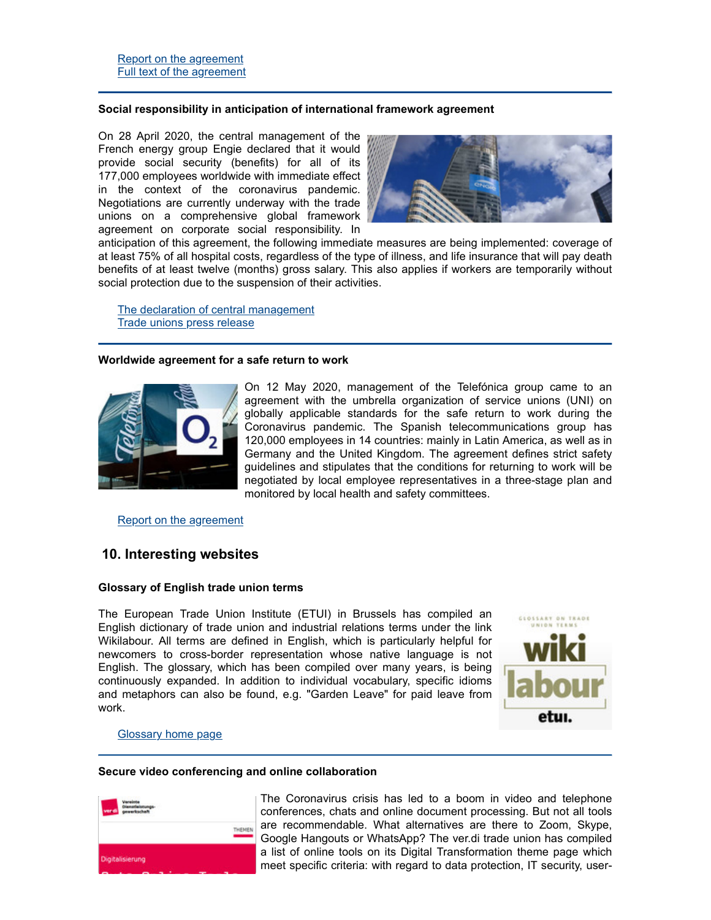Report on the agreement
Full text of the agreement

---

**Social responsibility in anticipation of international framework agreement**

On 28 April 2020, the central management of the French energy group Engie declared that it would provide social security (benefits) for all of its 177,000 employees worldwide with immediate effect in the context of the coronavirus pandemic. Negotiations are currently underway with the trade unions on a comprehensive global framework agreement on corporate social responsibility. In anticipation of this agreement, the following immediate measures are being implemented: coverage of at least 75% of all hospital costs, regardless of the type of illness, and life insurance that will pay death benefits of at least twelve (months) gross salary. This also applies if workers are temporarily without social protection due to the suspension of their activities.

The declaration of central management
Trade unions press release

---

**Worldwide agreement for a safe return to work**

On 12 May 2020, management of the Telefónica group came to an agreement with the umbrella organization of service unions (UNI) on globally applicable standards for the safe return to work during the Coronavirus pandemic. The Spanish telecommunications group has 120,000 employees in 14 countries: mainly in Latin America, as well as in Germany and the United Kingdom. The agreement defines strict safety guidelines and stipulates that the conditions for returning to work will be negotiated by local employee representatives in a three-stage plan and monitored by local health and safety committees.

Report on the agreement

## 10. Interesting websites

**Glossary of English trade union terms**

The European Trade Union Institute (ETUI) in Brussels has compiled an English dictionary of trade union and industrial relations terms under the link Wikilabour. All terms are defined in English, which is particularly helpful for newcomers to cross-border representation whose native language is not English. The glossary, which has been compiled over many years, is being continuously expanded. In addition to individual vocabulary, specific idioms and metaphors can also be found, e.g. "Garden Leave" for paid leave from work.

Glossary home page

---

**Secure video conferencing and online collaboration**

The Coronavirus crisis has led to a boom in video and telephone conferences, chats and online document processing. But not all tools are recommendable. What alternatives are there to Zoom, Skype, Google Hangouts or WhatsApp? The ver.di trade union has compiled a list of online tools on its Digital Transformation theme page which meet specific criteria: with regard to data protection, IT security, user-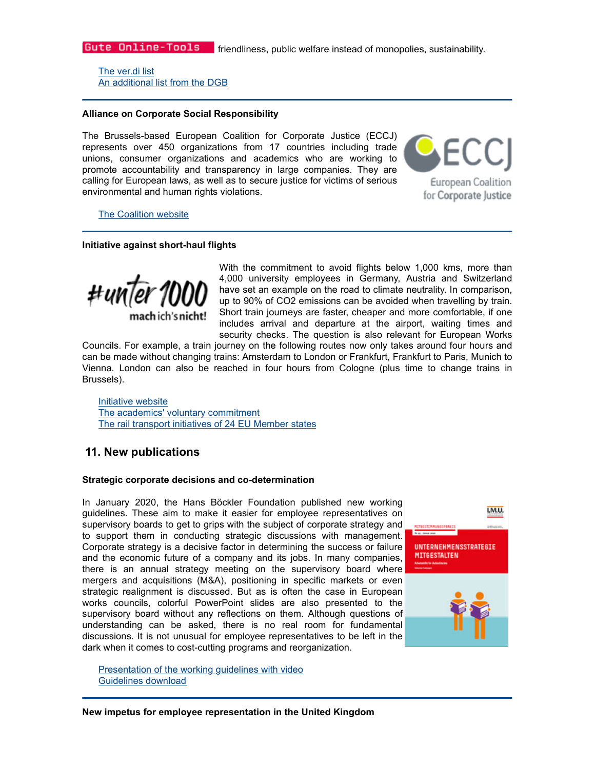friendliness, public welfare instead of monopolies, sustainability.

[The ver.di list](#)
[An additional list from the DGB](#)

---

**Alliance on Corporate Social Responsibility**

The Brussels-based European Coalition for Corporate Justice (ECCJ) represents over 450 organizations from 17 countries including trade unions, consumer organizations and academics who are working to promote accountability and transparency in large companies. They are calling for European laws, as well as to secure justice for victims of serious environmental and human rights violations.

[The Coalition website](#)

---

**Initiative against short-haul flights**

With the commitment to avoid flights below 1,000 kms, more than 4,000 university employees in Germany, Austria and Switzerland have set an example on the road to climate neutrality. In comparison, up to 90% of $CO_2$ emissions can be avoided when travelling by train. Short train journeys are faster, cheaper and more comfortable, if one includes arrival and departure at the airport, waiting times and security checks. The question is also relevant for European Works Councils. For example, a train journey on the following routes now only takes around four hours and can be made without changing trains: Amsterdam to London or Frankfurt, Frankfurt to Paris, Munich to Vienna. London can also be reached in four hours from Cologne (plus time to change trains in Brussels).

[Initiative website](#)
[The academics' voluntary commitment](#)
[The rail transport initiatives of 24 EU Member states](#)

## 11. New publications

**Strategic corporate decisions and co-determination**

In January 2020, the Hans Böckler Foundation published new working guidelines. These aim to make it easier for employee representatives on supervisory boards to get to grips with the subject of corporate strategy and to support them in conducting strategic discussions with management. Corporate strategy is a decisive factor in determining the success or failure and the economic future of a company and its jobs. In many companies, there is an annual strategy meeting on the supervisory board where mergers and acquisitions (M&A), positioning in specific markets or even strategic realignment is discussed. But as is often the case in European works councils, colorful PowerPoint slides are also presented to the supervisory board without any reflections on them. Although questions of understanding can be asked, there is no real room for fundamental discussions. It is not unusual for employee representatives to be left in the dark when it comes to cost-cutting programs and reorganization.

[Presentation of the working guidelines with video](#)
[Guidelines download](#)

---

**New impetus for employee representation in the United Kingdom**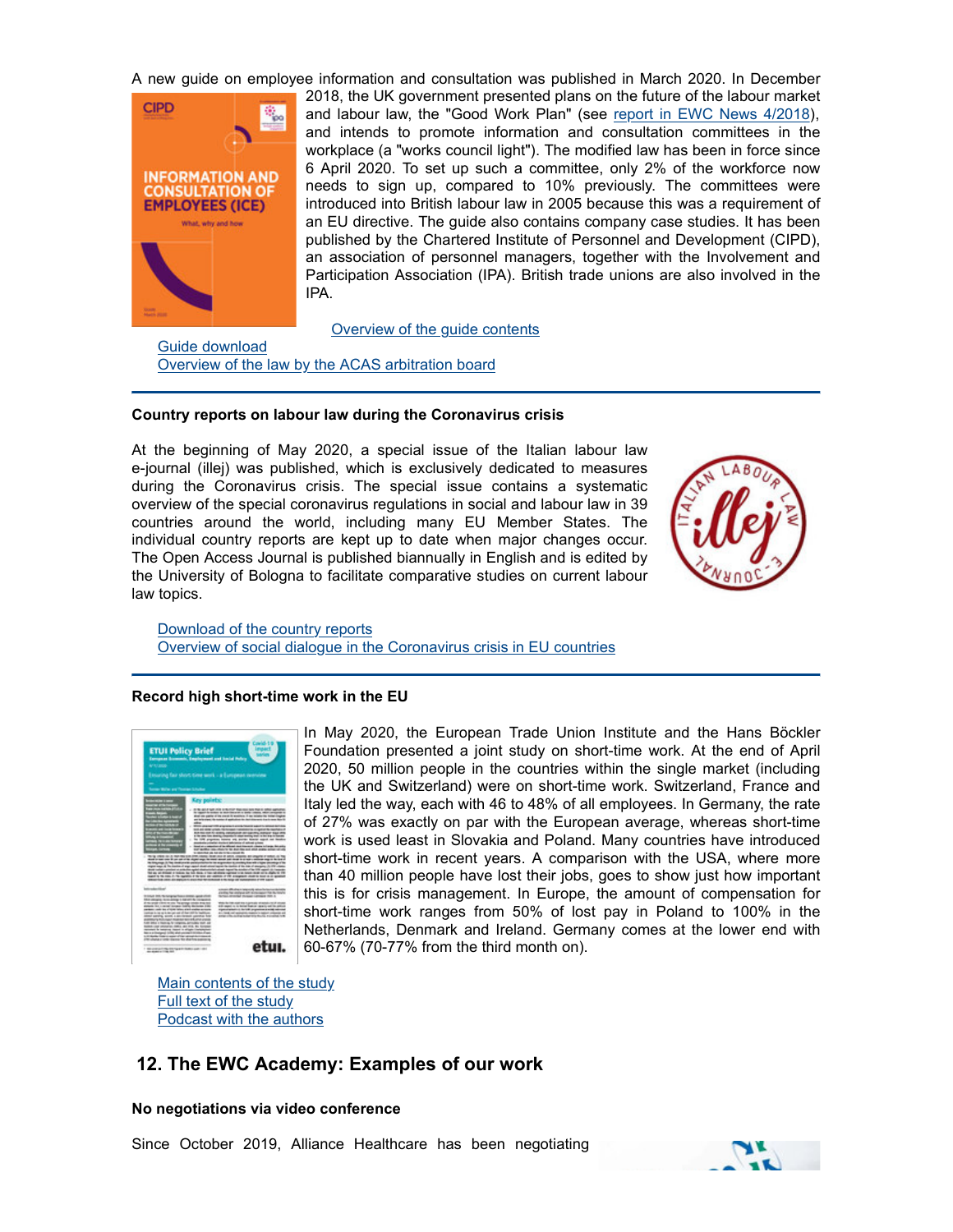A new guide on employee information and consultation was published in March 2020. In December 2018, the UK government presented plans on the future of the labour market and labour law, the "Good Work Plan" (see report in EWC News 4/2018), and intends to promote information and consultation committees in the workplace (a "works council light"). The modified law has been in force since 6 April 2020. To set up such a committee, only 2% of the workforce now needs to sign up, compared to 10% previously. The committees were introduced into British labour law in 2005 because this was a requirement of an EU directive. The guide also contains company case studies. It has been published by the Chartered Institute of Personnel and Development (CIPD), an association of personnel managers, together with the Involvement and Participation Association (IPA). British trade unions are also involved in the IPA.

Overview of the guide contents
Guide download
Overview of the law by the ACAS arbitration board

---

**Country reports on labour law during the Coronavirus crisis**

At the beginning of May 2020, a special issue of the Italian labour law e-journal (illej) was published, which is exclusively dedicated to measures during the Coronavirus crisis. The special issue contains a systematic overview of the special coronavirus regulations in social and labour law in 39 countries around the world, including many EU Member States. The individual country reports are kept up to date when major changes occur. The Open Access Journal is published biannually in English and is edited by the University of Bologna to facilitate comparative studies on current labour law topics.

Download of the country reports
Overview of social dialogue in the Coronavirus crisis in EU countries

---

**Record high short-time work in the EU**

In May 2020, the European Trade Union Institute and the Hans Böckler Foundation presented a joint study on short-time work. At the end of April 2020, 50 million people in the countries within the single market (including the UK and Switzerland) were on short-time work. Switzerland, France and Italy led the way, each with 46 to 48% of all employees. In Germany, the rate of 27% was exactly on par with the European average, whereas short-time work is used least in Slovakia and Poland. Many countries have introduced short-time work in recent years. A comparison with the USA, where more than 40 million people have lost their jobs, goes to show just how important this is for crisis management. In Europe, the amount of compensation for short-time work ranges from 50% of lost pay in Poland to 100% in the Netherlands, Denmark and Ireland. Germany comes at the lower end with 60-67% (70-77% from the third month on).

Main contents of the study
Full text of the study
Podcast with the authors

## 12. The EWC Academy: Examples of our work

**No negotiations via video conference**

Since October 2019, Alliance Healthcare has been negotiating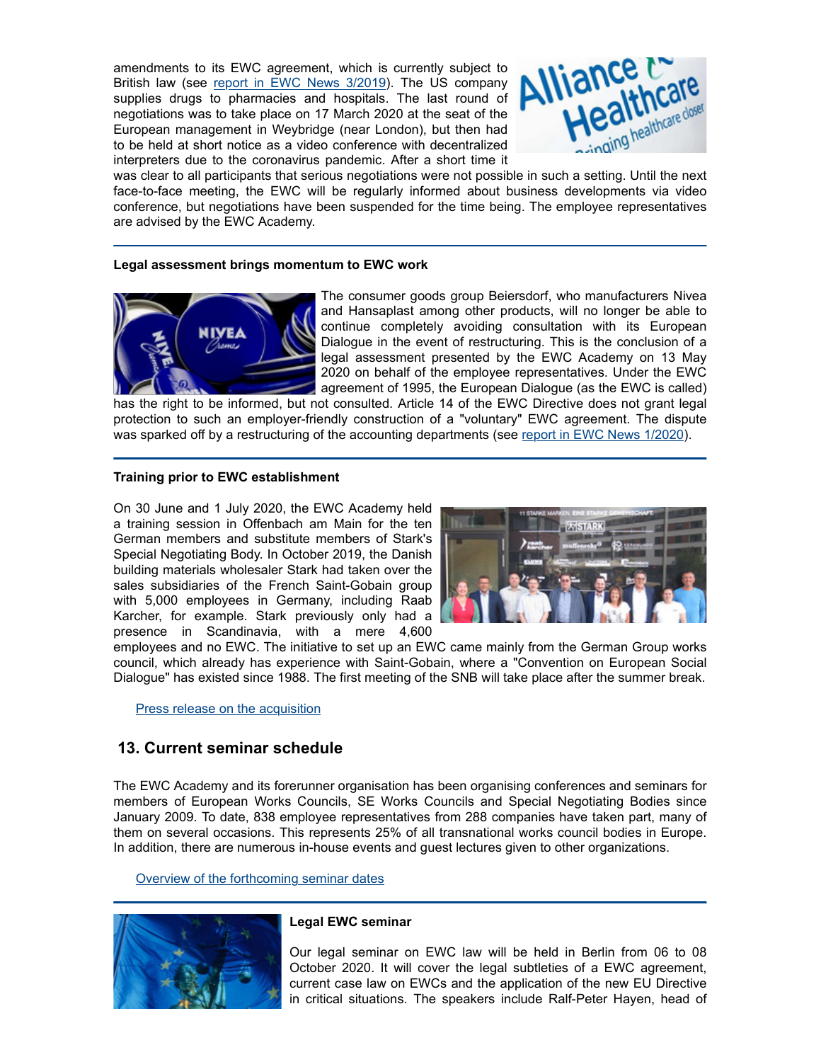amendments to its EWC agreement, which is currently subject to British law (see [report in EWC News 3/2019]). The US company supplies drugs to pharmacies and hospitals. The last round of negotiations was to take place on 17 March 2020 at the seat of the European management in Weybridge (near London), but then had to be held at short notice as a video conference with decentralized interpreters due to the coronavirus pandemic. After a short time it was clear to all participants that serious negotiations were not possible in such a setting. Until the next face-to-face meeting, the EWC will be regularly informed about business developments via video conference, but negotiations have been suspended for the time being. The employee representatives are advised by the EWC Academy.

---

**Legal assessment brings momentum to EWC work**

The consumer goods group Beiersdorf, who manufacturers Nivea and Hansaplast among other products, will no longer be able to continue completely avoiding consultation with its European Dialogue in the event of restructuring. This is the conclusion of a legal assessment presented by the EWC Academy on 13 May 2020 on behalf of the employee representatives. Under the EWC agreement of 1995, the European Dialogue (as the EWC is called) has the right to be informed, but not consulted. Article 14 of the EWC Directive does not grant legal protection to such an employer-friendly construction of a "voluntary" EWC agreement. The dispute was sparked off by a restructuring of the accounting departments (see [report in EWC News 1/2020]).

---

**Training prior to EWC establishment**

On 30 June and 1 July 2020, the EWC Academy held a training session in Offenbach am Main for the ten German members and substitute members of Stark's Special Negotiating Body. In October 2019, the Danish building materials wholesaler Stark had taken over the sales subsidiaries of the French Saint-Gobain group with 5,000 employees in Germany, including Raab Karcher, for example. Stark previously only had a presence in Scandinavia, with a mere 4,600 employees and no EWC. The initiative to set up an EWC came mainly from the German Group works council, which already has experience with Saint-Gobain, where a "Convention on European Social Dialogue" has existed since 1988. The first meeting of the SNB will take place after the summer break.

[Press release on the acquisition]

## 13. Current seminar schedule

The EWC Academy and its forerunner organisation has been organising conferences and seminars for members of European Works Councils, SE Works Councils and Special Negotiating Bodies since January 2009. To date, 838 employee representatives from 288 companies have taken part, many of them on several occasions. This represents 25% of all transnational works council bodies in Europe. In addition, there are numerous in-house events and guest lectures given to other organizations.

[Overview of the forthcoming seminar dates]

---

**Legal EWC seminar**

Our legal seminar on EWC law will be held in Berlin from 06 to 08 October 2020. It will cover the legal subtleties of a EWC agreement, current case law on EWCs and the application of the new EU Directive in critical situations. The speakers include Ralf-Peter Hayen, head of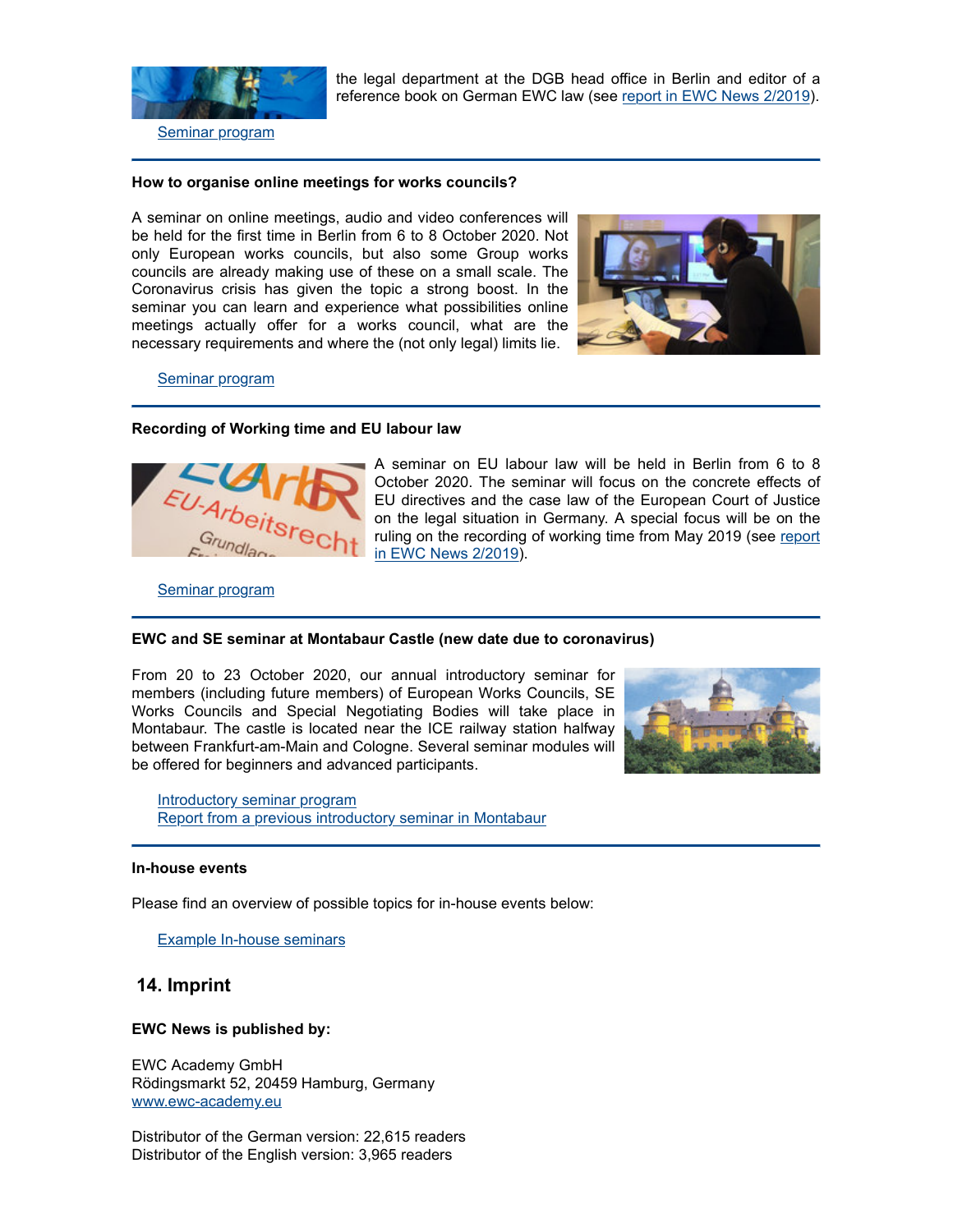the legal department at the DGB head office in Berlin and editor of a reference book on German EWC law (see report in EWC News 2/2019).

Seminar program

---

**How to organise online meetings for works councils?**

A seminar on online meetings, audio and video conferences will be held for the first time in Berlin from 6 to 8 October 2020. Not only European works councils, but also some Group works councils are already making use of these on a small scale. The Coronavirus crisis has given the topic a strong boost. In the seminar you can learn and experience what possibilities online meetings actually offer for a works council, what are the necessary requirements and where the (not only legal) limits lie.

Seminar program

---

**Recording of Working time and EU labour law**

A seminar on EU labour law will be held in Berlin from 6 to 8 October 2020. The seminar will focus on the concrete effects of EU directives and the case law of the European Court of Justice on the legal situation in Germany. A special focus will be on the ruling on the recording of working time from May 2019 (see report in EWC News 2/2019).

Seminar program

---

**EWC and SE seminar at Montabaur Castle (new date due to coronavirus)**

From 20 to 23 October 2020, our annual introductory seminar for members (including future members) of European Works Councils, SE Works Councils and Special Negotiating Bodies will take place in Montabaur. The castle is located near the ICE railway station halfway between Frankfurt-am-Main and Cologne. Several seminar modules will be offered for beginners and advanced participants.

Introductory seminar program
Report from a previous introductory seminar in Montabaur

---

**In-house events**

Please find an overview of possible topics for in-house events below:

Example In-house seminars

## 14. Imprint

**EWC News is published by:**

EWC Academy GmbH
Rödingsmarkt 52, 20459 Hamburg, Germany
www.ewc-academy.eu

Distributor of the German version: 22,615 readers
Distributor of the English version: 3,965 readers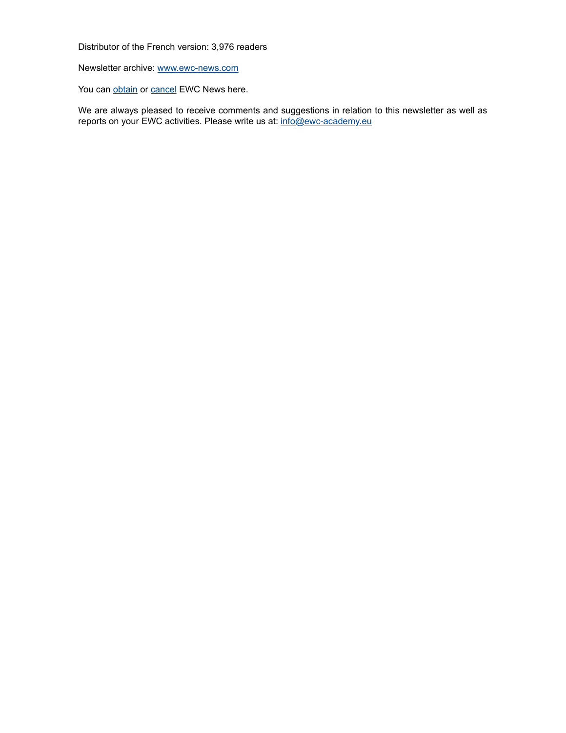Distributor of the French version: 3,976 readers

Newsletter archive: www.ewc-news.com

You can obtain or cancel EWC News here.

We are always pleased to receive comments and suggestions in relation to this newsletter as well as reports on your EWC activities. Please write us at: info@ewc-academy.eu